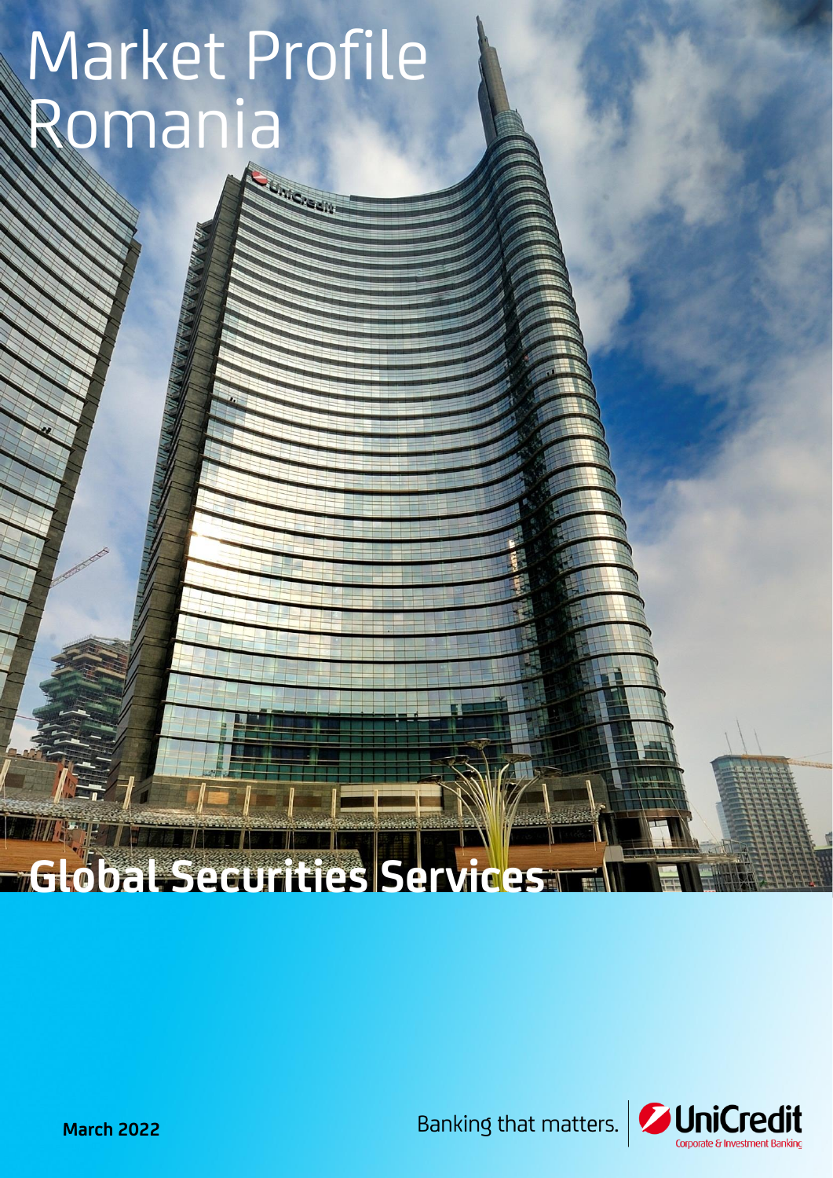# Market Profile Romania

## Global Securities Services

**March 2022**

Banking that matters.

UniCredit Corporate & Investment Banking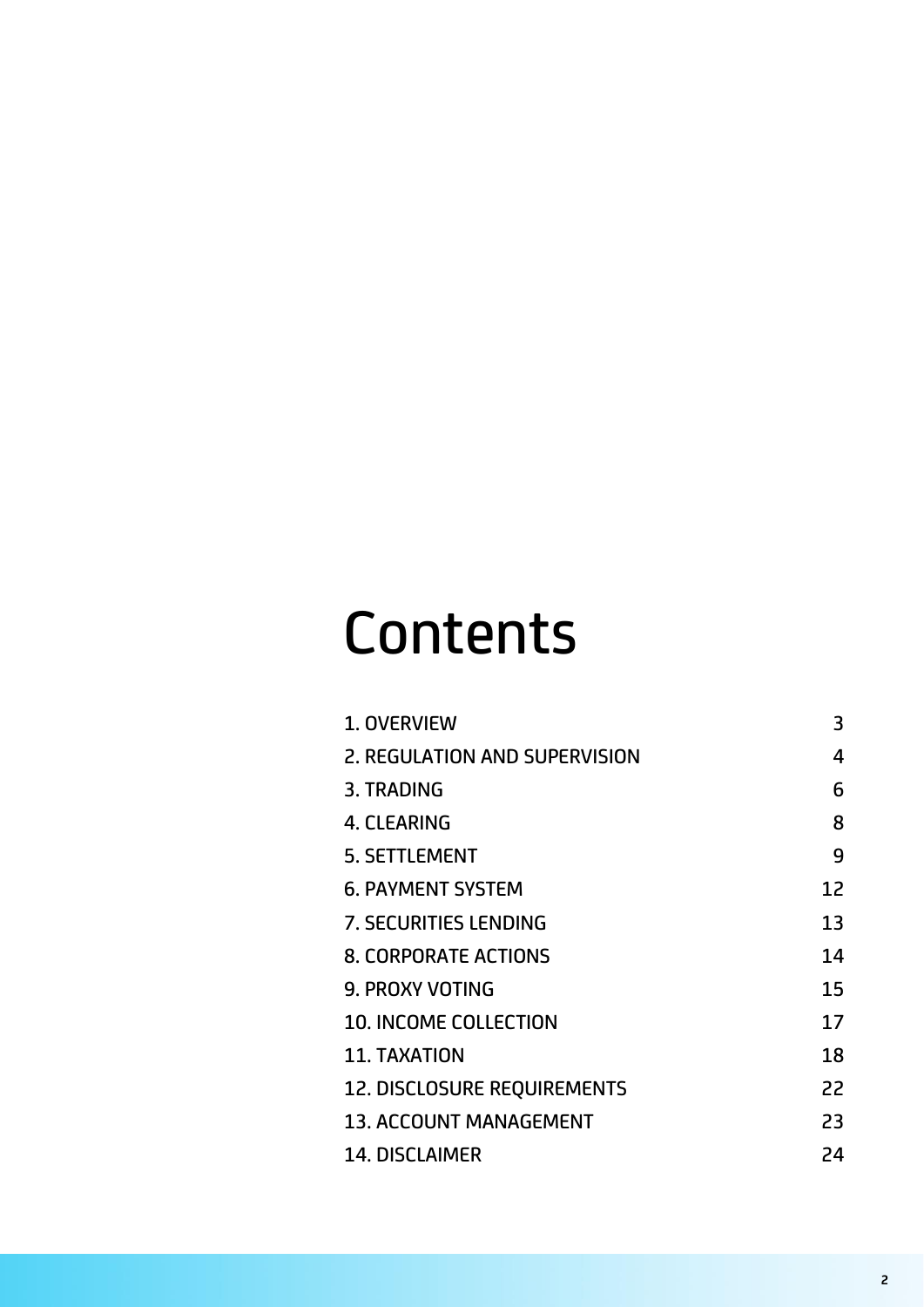# Contents

| | |
|---|---|
| 1. OVERVIEW | 3 |
| 2. REGULATION AND SUPERVISION | 4 |
| 3. TRADING | 6 |
| 4. CLEARING | 8 |
| 5. SETTLEMENT | 9 |
| 6. PAYMENT SYSTEM | 12 |
| 7. SECURITIES LENDING | 13 |
| 8. CORPORATE ACTIONS | 14 |
| 9. PROXY VOTING | 15 |
| 10. INCOME COLLECTION | 17 |
| 11. TAXATION | 18 |
| 12. DISCLOSURE REQUIREMENTS | 22 |
| 13. ACCOUNT MANAGEMENT | 23 |
| 14. DISCLAIMER | 24 |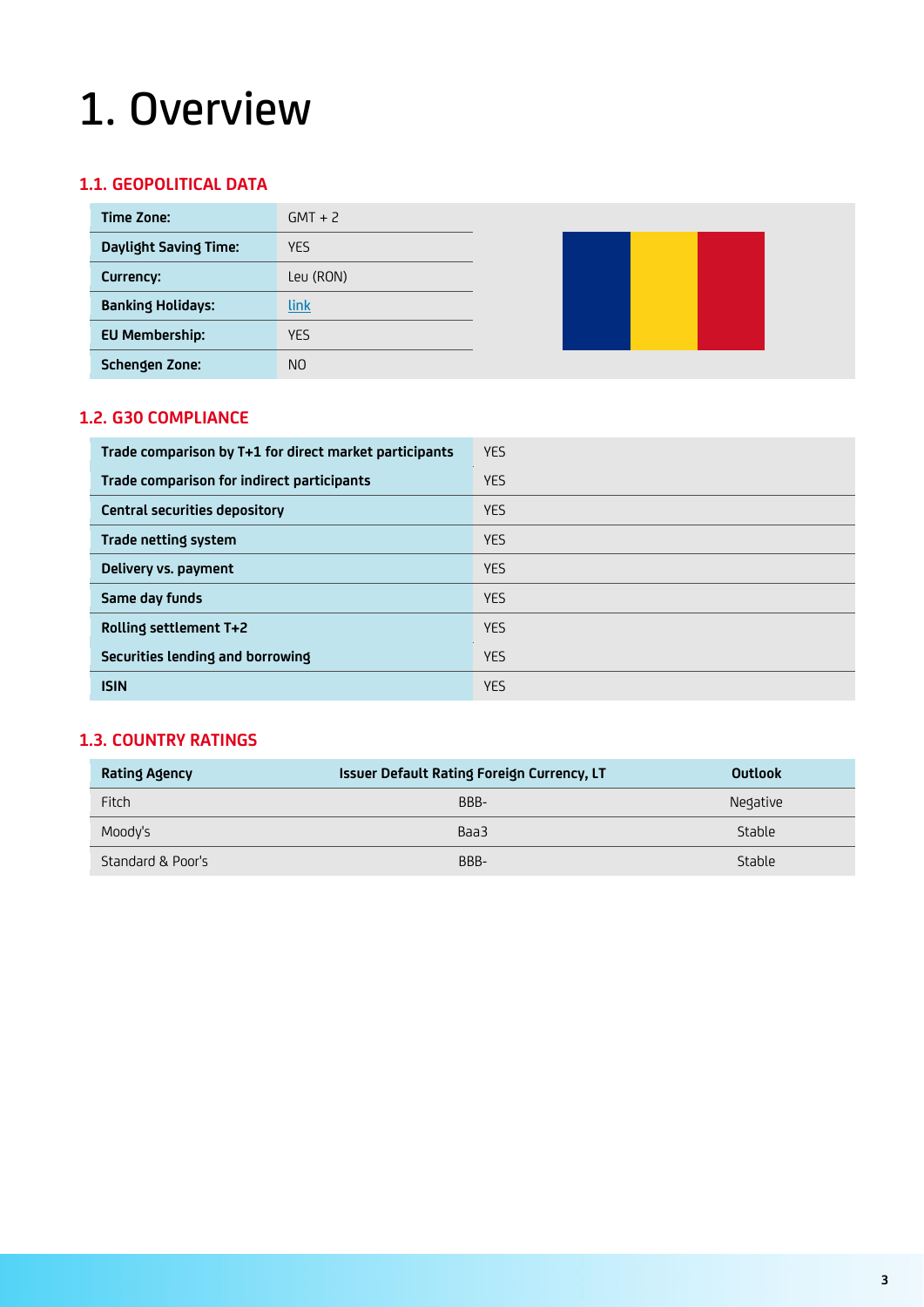# 1. Overview

## 1.1. GEOPOLITICAL DATA

| | |
|---|---|
| **Time Zone:** | GMT + 2 |
| **Daylight Saving Time:** | YES |
| **Currency:** | Leu (RON) |
| **Banking Holidays:** | link |
| **EU Membership:** | YES |
| **Schengen Zone:** | NO |

## 1.2. G30 COMPLIANCE

| | |
|---|---|
| **Trade comparison by T+1 for direct market participants** | YES |
| **Trade comparison for indirect participants** | YES |
| **Central securities depository** | YES |
| **Trade netting system** | YES |
| **Delivery vs. payment** | YES |
| **Same day funds** | YES |
| **Rolling settlement T+2** | YES |
| **Securities lending and borrowing** | YES |
| **ISIN** | YES |

## 1.3. COUNTRY RATINGS

| Rating Agency | Issuer Default Rating Foreign Currency, LT | Outlook |
|---|---|---|
| Fitch | BBB- | Negative |
| Moody's | Baa3 | Stable |
| Standard & Poor's | BBB- | Stable |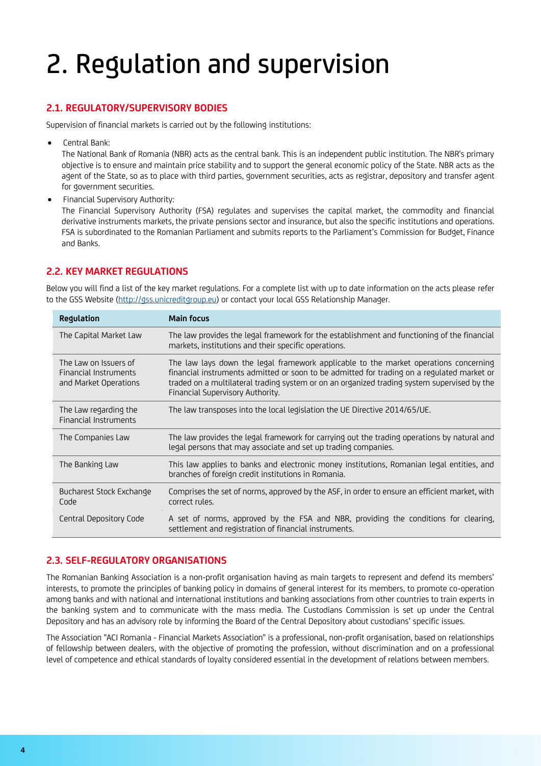# 2. Regulation and supervision

## 2.1. REGULATORY/SUPERVISORY BODIES

Supervision of financial markets is carried out by the following institutions:

- Central Bank:
  The National Bank of Romania (NBR) acts as the central bank. This is an independent public institution. The NBR's primary objective is to ensure and maintain price stability and to support the general economic policy of the State. NBR acts as the agent of the State, so as to place with third parties, government securities, acts as registrar, depository and transfer agent for government securities.
- Financial Supervisory Authority:
  The Financial Supervisory Authority (FSA) regulates and supervises the capital market, the commodity and financial derivative instruments markets, the private pensions sector and insurance, but also the specific institutions and operations. FSA is subordinated to the Romanian Parliament and submits reports to the Parliament's Commission for Budget, Finance and Banks.

## 2.2. KEY MARKET REGULATIONS

Below you will find a list of the key market regulations. For a complete list with up to date information on the acts please refer to the GSS Website (http://gss.unicreditgroup.eu) or contact your local GSS Relationship Manager.

| Regulation | Main focus |
|---|---|
| The Capital Market Law | The law provides the legal framework for the establishment and functioning of the financial markets, institutions and their specific operations. |
| The Law on Issuers of Financial Instruments and Market Operations | The law lays down the legal framework applicable to the market operations concerning financial instruments admitted or soon to be admitted for trading on a regulated market or traded on a multilateral trading system or on an organized trading system supervised by the Financial Supervisory Authority. |
| The Law regarding the Financial Instruments | The law transposes into the local legislation the UE Directive 2014/65/UE. |
| The Companies Law | The law provides the legal framework for carrying out the trading operations by natural and legal persons that may associate and set up trading companies. |
| The Banking Law | This law applies to banks and electronic money institutions, Romanian legal entities, and branches of foreign credit institutions in Romania. |
| Bucharest Stock Exchange Code | Comprises the set of norms, approved by the ASF, in order to ensure an efficient market, with correct rules. |
| Central Depository Code | A set of norms, approved by the FSA and NBR, providing the conditions for clearing, settlement and registration of financial instruments. |

## 2.3. SELF-REGULATORY ORGANISATIONS

The Romanian Banking Association is a non-profit organisation having as main targets to represent and defend its members' interests, to promote the principles of banking policy in domains of general interest for its members, to promote co-operation among banks and with national and international institutions and banking associations from other countries to train experts in the banking system and to communicate with the mass media. The Custodians Commission is set up under the Central Depository and has an advisory role by informing the Board of the Central Depository about custodians' specific issues.

The Association "ACI Romania - Financial Markets Association" is a professional, non-profit organisation, based on relationships of fellowship between dealers, with the objective of promoting the profession, without discrimination and on a professional level of competence and ethical standards of loyalty considered essential in the development of relations between members.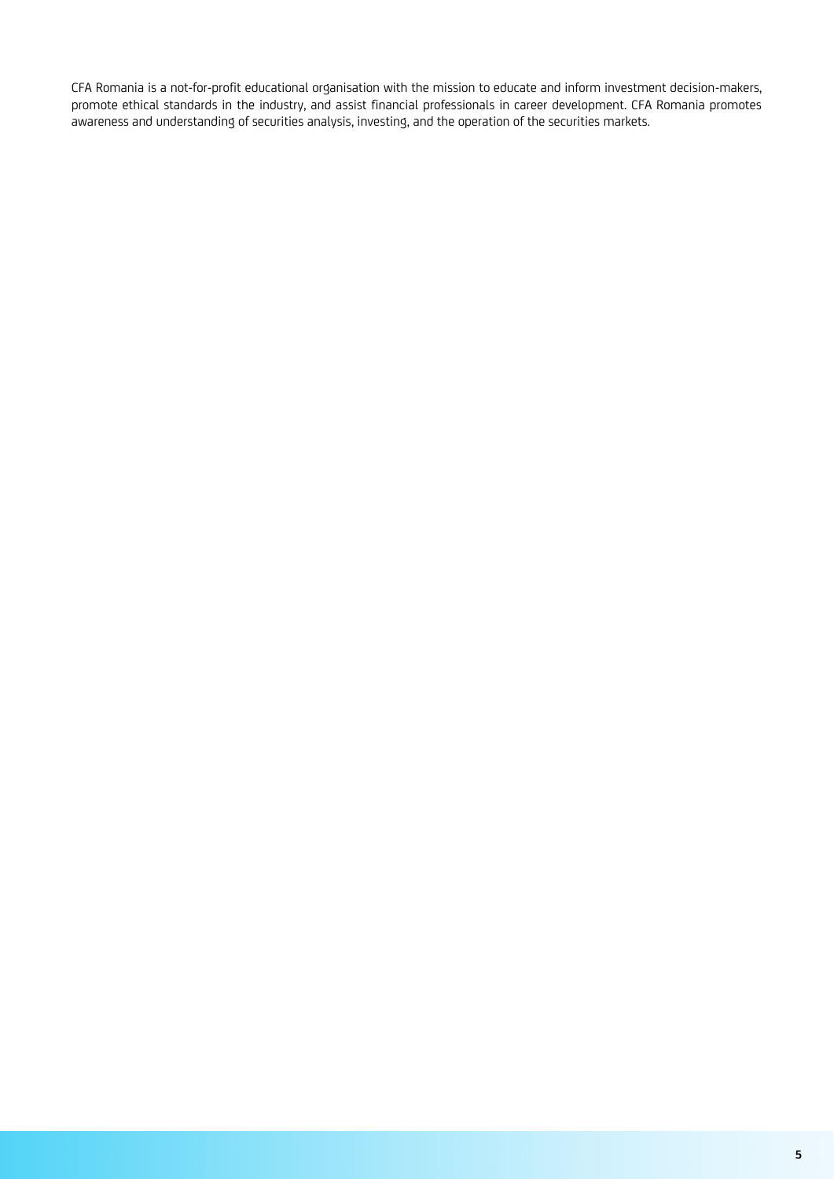CFA Romania is a not-for-profit educational organisation with the mission to educate and inform investment decision-makers, promote ethical standards in the industry, and assist financial professionals in career development. CFA Romania promotes awareness and understanding of securities analysis, investing, and the operation of the securities markets.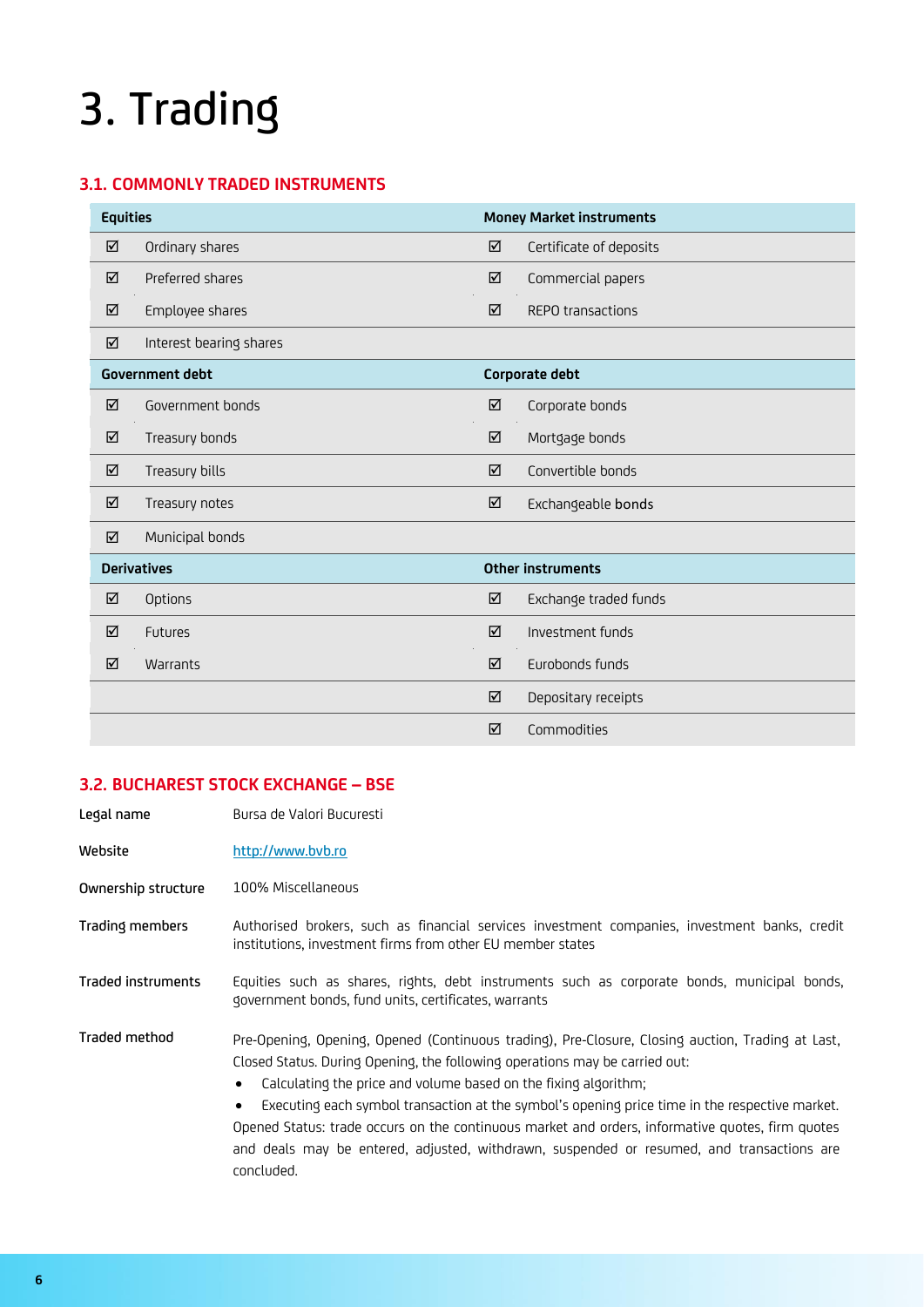# 3. Trading

## 3.1. COMMONLY TRADED INSTRUMENTS

| Equities | | Money Market instruments | |
|---|---|---|---|
| ☑ | Ordinary shares | ☑ | Certificate of deposits |
| ☑ | Preferred shares | ☑ | Commercial papers |
| ☑ | Employee shares | ☑ | REPO transactions |
| ☑ | Interest bearing shares | | |
| **Government debt** | | **Corporate debt** | |
| ☑ | Government bonds | ☑ | Corporate bonds |
| ☑ | Treasury bonds | ☑ | Mortgage bonds |
| ☑ | Treasury bills | ☑ | Convertible bonds |
| ☑ | Treasury notes | ☑ | Exchangeable bonds |
| ☑ | Municipal bonds | | |
| **Derivatives** | | **Other instruments** | |
| ☑ | Options | ☑ | Exchange traded funds |
| ☑ | Futures | ☑ | Investment funds |
| ☑ | Warrants | ☑ | Eurobonds funds |
| | | ☑ | Depositary receipts |
| | | ☑ | Commodities |

## 3.2. BUCHAREST STOCK EXCHANGE – BSE

**Legal name** Bursa de Valori Bucuresti

**Website** [http://www.bvb.ro](http://www.bvb.ro)

**Ownership structure** 100% Miscellaneous

**Trading members** Authorised brokers, such as financial services investment companies, investment banks, credit institutions, investment firms from other EU member states

**Traded instruments** Equities such as shares, rights, debt instruments such as corporate bonds, municipal bonds, government bonds, fund units, certificates, warrants

**Traded method** Pre-Opening, Opening, Opened (Continuous trading), Pre-Closure, Closing auction, Trading at Last, Closed Status. During Opening, the following operations may be carried out:

- Calculating the price and volume based on the fixing algorithm;
- Executing each symbol transaction at the symbol's opening price time in the respective market.

Opened Status: trade occurs on the continuous market and orders, informative quotes, firm quotes and deals may be entered, adjusted, withdrawn, suspended or resumed, and transactions are concluded.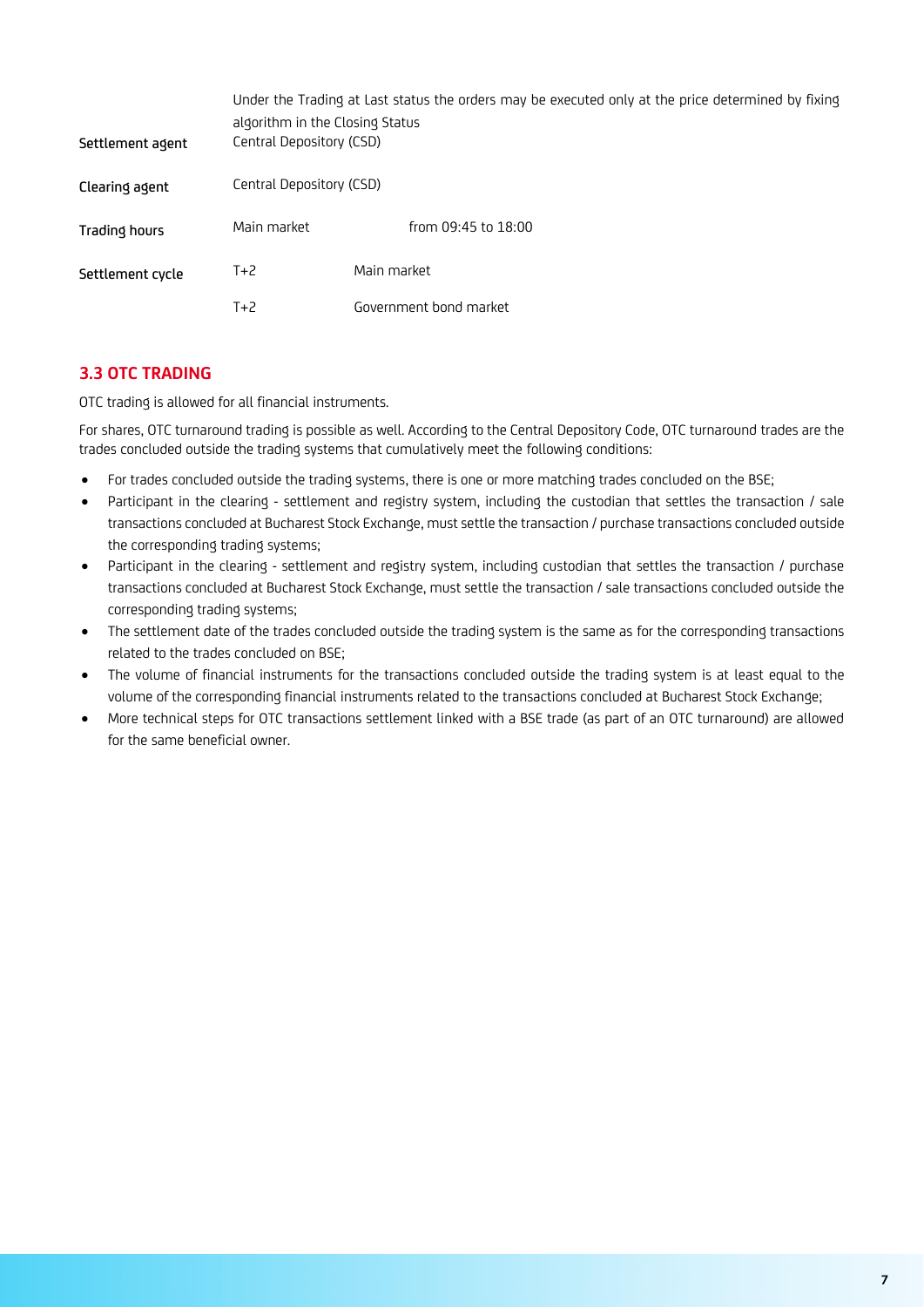| | | |
|---|---|---|
| | Under the Trading at Last status the orders may be executed only at the price determined by fixing algorithm in the Closing Status | |
| **Settlement agent** | Central Depository (CSD) | |
| **Clearing agent** | Central Depository (CSD) | |
| **Trading hours** | Main market | from 09:45 to 18:00 |
| **Settlement cycle** | T+2 | Main market |
| | T+2 | Government bond market |

## 3.3 OTC TRADING

OTC trading is allowed for all financial instruments.

For shares, OTC turnaround trading is possible as well. According to the Central Depository Code, OTC turnaround trades are the trades concluded outside the trading systems that cumulatively meet the following conditions:

- For trades concluded outside the trading systems, there is one or more matching trades concluded on the BSE;
- Participant in the clearing - settlement and registry system, including the custodian that settles the transaction / sale transactions concluded at Bucharest Stock Exchange, must settle the transaction / purchase transactions concluded outside the corresponding trading systems;
- Participant in the clearing - settlement and registry system, including custodian that settles the transaction / purchase transactions concluded at Bucharest Stock Exchange, must settle the transaction / sale transactions concluded outside the corresponding trading systems;
- The settlement date of the trades concluded outside the trading system is the same as for the corresponding transactions related to the trades concluded on BSE;
- The volume of financial instruments for the transactions concluded outside the trading system is at least equal to the volume of the corresponding financial instruments related to the transactions concluded at Bucharest Stock Exchange;
- More technical steps for OTC transactions settlement linked with a BSE trade (as part of an OTC turnaround) are allowed for the same beneficial owner.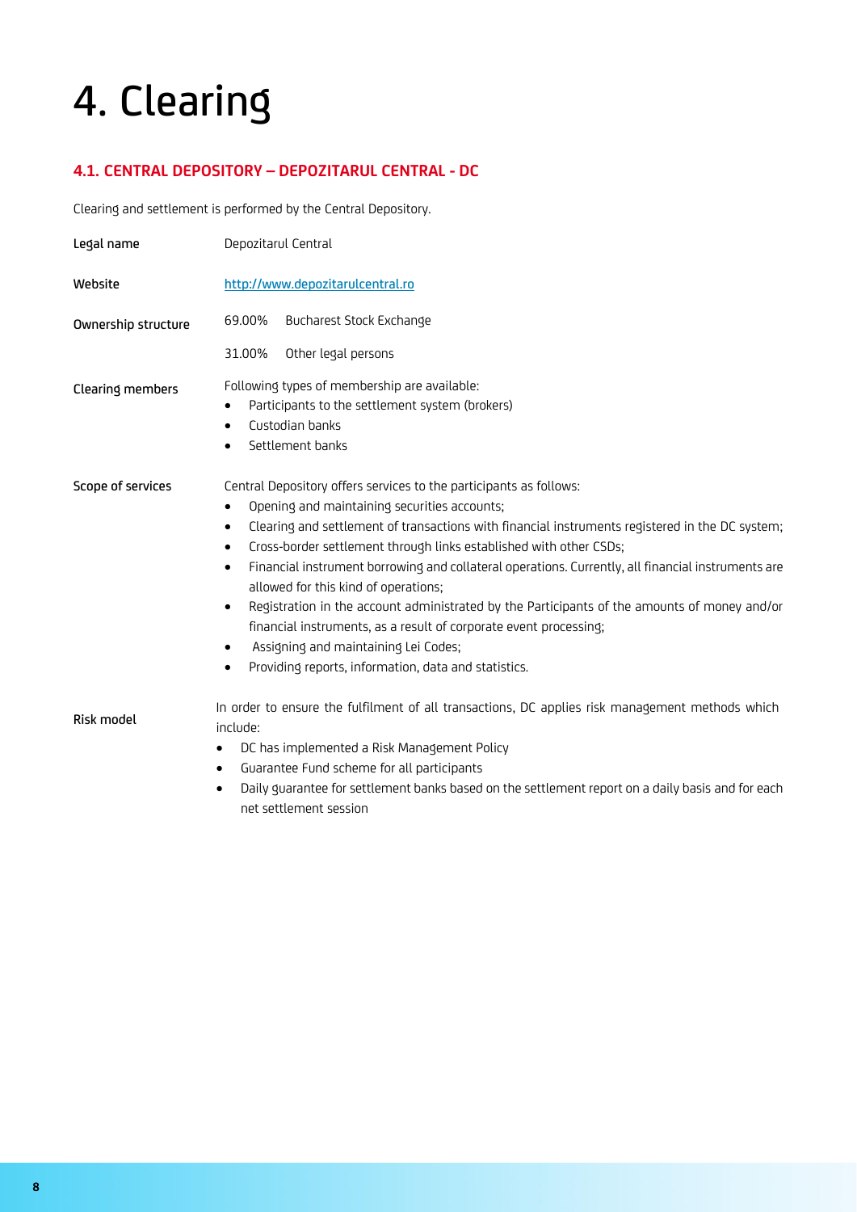# 4. Clearing

## 4.1. CENTRAL DEPOSITORY – DEPOZITARUL CENTRAL - DC

Clearing and settlement is performed by the Central Depository.

**Legal name**

Depozitarul Central

**Website**

[http://www.depozitarulcentral.ro](http://www.depozitarulcentral.ro)

**Ownership structure**

| | |
|---|---|
| 69.00% | Bucharest Stock Exchange |
| 31.00% | Other legal persons |

**Clearing members**

Following types of membership are available:

- Participants to the settlement system (brokers)
- Custodian banks
- Settlement banks

**Scope of services**

Central Depository offers services to the participants as follows:

- Opening and maintaining securities accounts;
- Clearing and settlement of transactions with financial instruments registered in the DC system;
- Cross-border settlement through links established with other CSDs;
- Financial instrument borrowing and collateral operations. Currently, all financial instruments are allowed for this kind of operations;
- Registration in the account administrated by the Participants of the amounts of money and/or financial instruments, as a result of corporate event processing;
- Assigning and maintaining Lei Codes;
- Providing reports, information, data and statistics.

**Risk model**

In order to ensure the fulfilment of all transactions, DC applies risk management methods which include:

- DC has implemented a Risk Management Policy
- Guarantee Fund scheme for all participants
- Daily guarantee for settlement banks based on the settlement report on a daily basis and for each net settlement session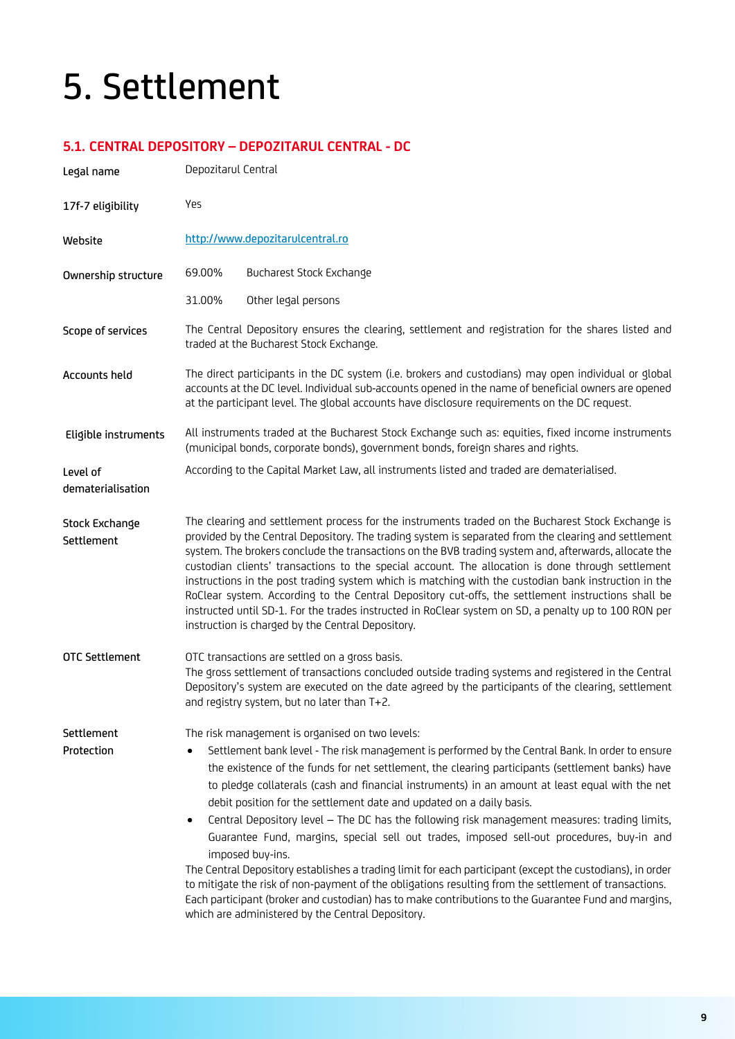# 5. Settlement

## 5.1. CENTRAL DEPOSITORY – DEPOZITARUL CENTRAL - DC

**Legal name**
Depozitarul Central

**17f-7 eligibility**
Yes

**Website**
http://www.depozitarulcentral.ro

**Ownership structure**

| | |
|---|---|
| 69.00% | Bucharest Stock Exchange |
| 31.00% | Other legal persons |

**Scope of services**
The Central Depository ensures the clearing, settlement and registration for the shares listed and traded at the Bucharest Stock Exchange.

**Accounts held**
The direct participants in the DC system (i.e. brokers and custodians) may open individual or global accounts at the DC level. Individual sub-accounts opened in the name of beneficial owners are opened at the participant level. The global accounts have disclosure requirements on the DC request.

**Eligible instruments**
All instruments traded at the Bucharest Stock Exchange such as: equities, fixed income instruments (municipal bonds, corporate bonds), government bonds, foreign shares and rights.

**Level of dematerialisation**
According to the Capital Market Law, all instruments listed and traded are dematerialised.

**Stock Exchange Settlement**
The clearing and settlement process for the instruments traded on the Bucharest Stock Exchange is provided by the Central Depository. The trading system is separated from the clearing and settlement system. The brokers conclude the transactions on the BVB trading system and, afterwards, allocate the custodian clients' transactions to the special account. The allocation is done through settlement instructions in the post trading system which is matching with the custodian bank instruction in the RoClear system. According to the Central Depository cut-offs, the settlement instructions shall be instructed until SD-1. For the trades instructed in RoClear system on SD, a penalty up to 100 RON per instruction is charged by the Central Depository.

**OTC Settlement**
OTC transactions are settled on a gross basis.
The gross settlement of transactions concluded outside trading systems and registered in the Central Depository's system are executed on the date agreed by the participants of the clearing, settlement and registry system, but no later than T+2.

**Settlement Protection**
The risk management is organised on two levels:

- Settlement bank level - The risk management is performed by the Central Bank. In order to ensure the existence of the funds for net settlement, the clearing participants (settlement banks) have to pledge collaterals (cash and financial instruments) in an amount at least equal with the net debit position for the settlement date and updated on a daily basis.
- Central Depository level – The DC has the following risk management measures: trading limits, Guarantee Fund, margins, special sell out trades, imposed sell-out procedures, buy-in and imposed buy-ins.

The Central Depository establishes a trading limit for each participant (except the custodians), in order to mitigate the risk of non-payment of the obligations resulting from the settlement of transactions. Each participant (broker and custodian) has to make contributions to the Guarantee Fund and margins, which are administered by the Central Depository.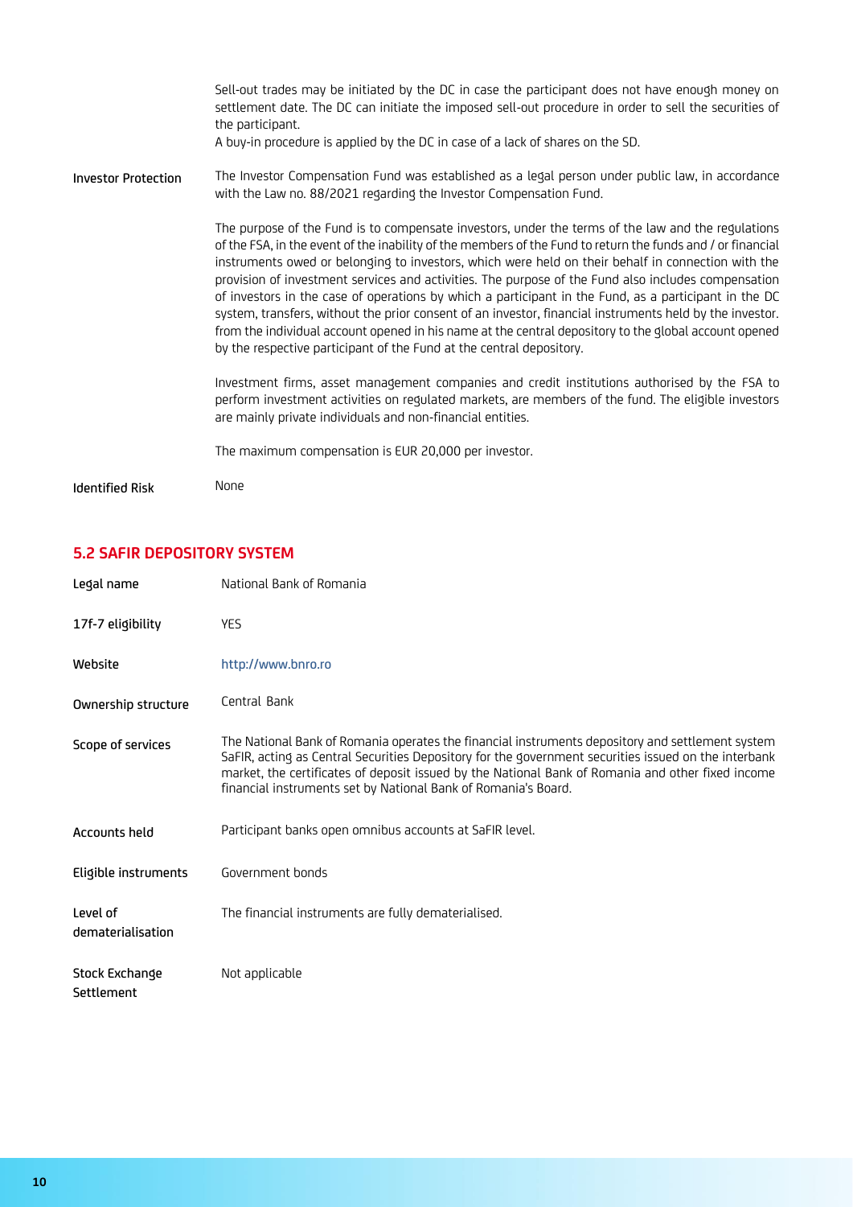| | |
|---|---|
| | Sell-out trades may be initiated by the DC in case the participant does not have enough money on settlement date. The DC can initiate the imposed sell-out procedure in order to sell the securities of the participant.<br>A buy-in procedure is applied by the DC in case of a lack of shares on the SD. |
| **Investor Protection** | The Investor Compensation Fund was established as a legal person under public law, in accordance with the Law no. 88/2021 regarding the Investor Compensation Fund.<br><br>The purpose of the Fund is to compensate investors, under the terms of the law and the regulations of the FSA, in the event of the inability of the members of the Fund to return the funds and / or financial instruments owed or belonging to investors, which were held on their behalf in connection with the provision of investment services and activities. The purpose of the Fund also includes compensation of investors in the case of operations by which a participant in the Fund, as a participant in the DC system, transfers, without the prior consent of an investor, financial instruments held by the investor. from the individual account opened in his name at the central depository to the global account opened by the respective participant of the Fund at the central depository.<br><br>Investment firms, asset management companies and credit institutions authorised by the FSA to perform investment activities on regulated markets, are members of the fund. The eligible investors are mainly private individuals and non-financial entities.<br><br>The maximum compensation is EUR 20,000 per investor. |
| **Identified Risk** | None |

## 5.2 SAFIR DEPOSITORY SYSTEM

| | |
|---|---|
| **Legal name** | National Bank of Romania |
| **17f-7 eligibility** | YES |
| **Website** | http://www.bnro.ro |
| **Ownership structure** | Central Bank |
| **Scope of services** | The National Bank of Romania operates the financial instruments depository and settlement system SaFIR, acting as Central Securities Depository for the government securities issued on the interbank market, the certificates of deposit issued by the National Bank of Romania and other fixed income financial instruments set by National Bank of Romania's Board. |
| **Accounts held** | Participant banks open omnibus accounts at SaFIR level. |
| **Eligible instruments** | Government bonds |
| **Level of dematerialisation** | The financial instruments are fully dematerialised. |
| **Stock Exchange Settlement** | Not applicable |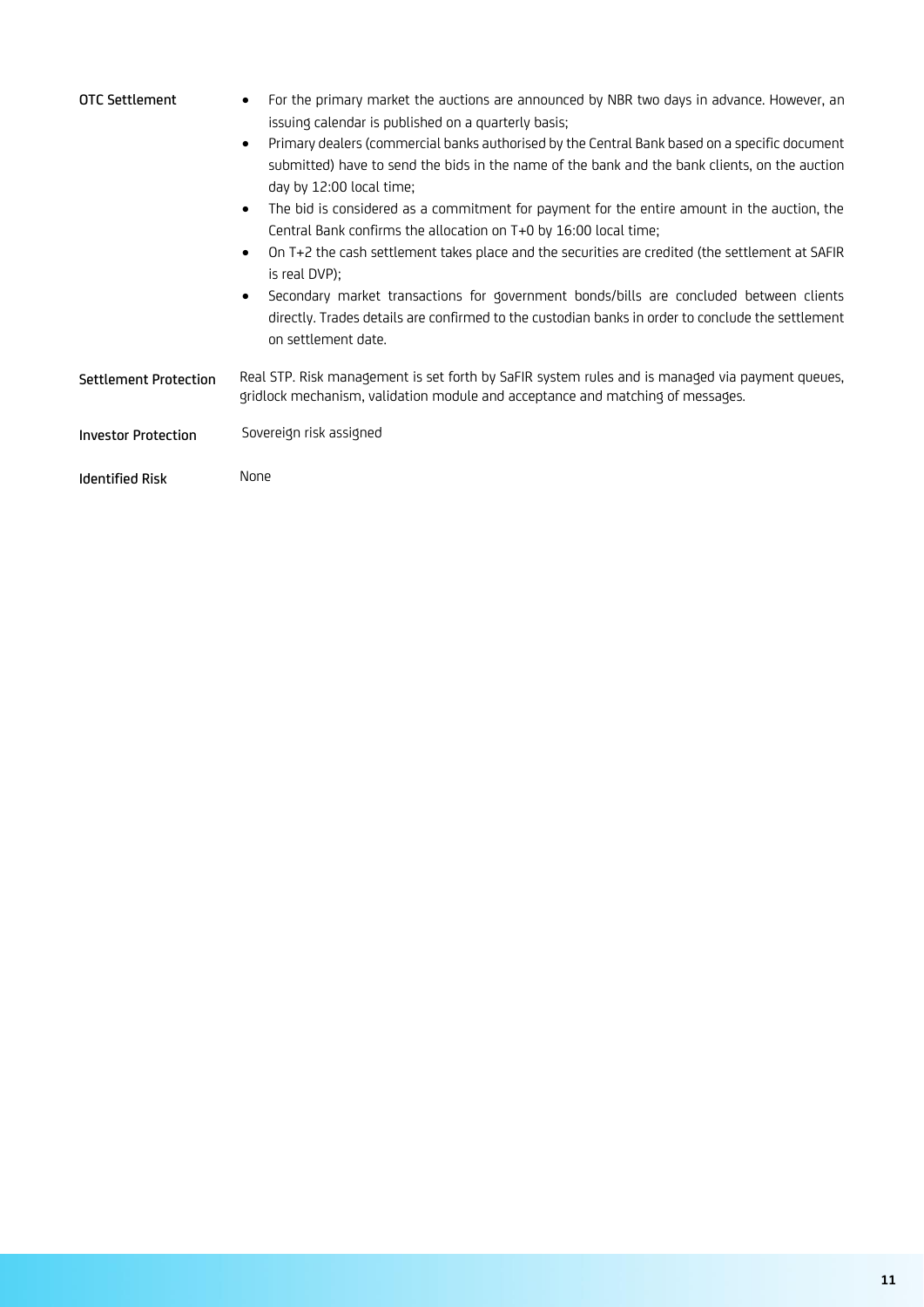| | |
|---|---|
| **OTC Settlement** | • For the primary market the auctions are announced by NBR two days in advance. However, an issuing calendar is published on a quarterly basis;<br>• Primary dealers (commercial banks authorised by the Central Bank based on a specific document submitted) have to send the bids in the name of the bank and the bank clients, on the auction day by 12:00 local time;<br>• The bid is considered as a commitment for payment for the entire amount in the auction, the Central Bank confirms the allocation on T+0 by 16:00 local time;<br>• On T+2 the cash settlement takes place and the securities are credited (the settlement at SAFIR is real DVP);<br>• Secondary market transactions for government bonds/bills are concluded between clients directly. Trades details are confirmed to the custodian banks in order to conclude the settlement on settlement date. |
| **Settlement Protection** | Real STP. Risk management is set forth by SaFIR system rules and is managed via payment queues, gridlock mechanism, validation module and acceptance and matching of messages. |
| **Investor Protection** | Sovereign risk assigned |
| **Identified Risk** | None |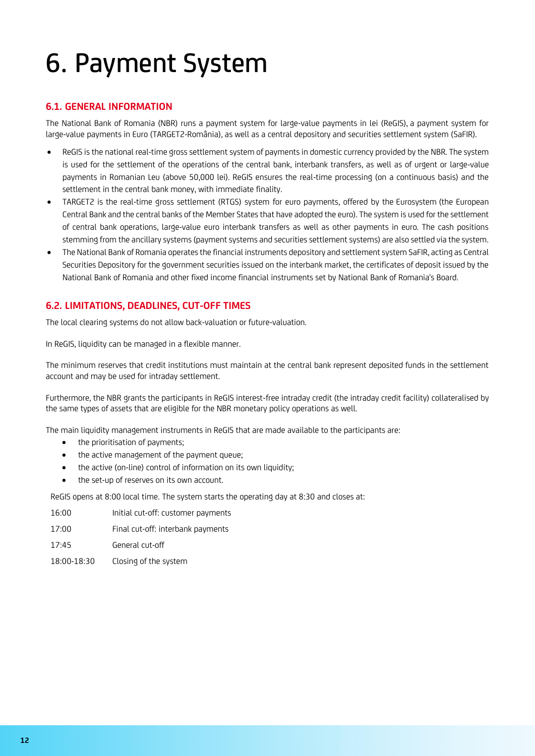# 6. Payment System

## 6.1. GENERAL INFORMATION

The National Bank of Romania (NBR) runs a payment system for large-value payments in lei (ReGIS), a payment system for large-value payments in Euro (TARGET2-România), as well as a central depository and securities settlement system (SaFIR).

- ReGIS is the national real-time gross settlement system of payments in domestic currency provided by the NBR. The system is used for the settlement of the operations of the central bank, interbank transfers, as well as of urgent or large-value payments in Romanian Leu (above 50,000 lei). ReGIS ensures the real-time processing (on a continuous basis) and the settlement in the central bank money, with immediate finality.
- TARGET2 is the real-time gross settlement (RTGS) system for euro payments, offered by the Eurosystem (the European Central Bank and the central banks of the Member States that have adopted the euro). The system is used for the settlement of central bank operations, large-value euro interbank transfers as well as other payments in euro. The cash positions stemming from the ancillary systems (payment systems and securities settlement systems) are also settled via the system.
- The National Bank of Romania operates the financial instruments depository and settlement system SaFIR, acting as Central Securities Depository for the government securities issued on the interbank market, the certificates of deposit issued by the National Bank of Romania and other fixed income financial instruments set by National Bank of Romania's Board.

## 6.2. LIMITATIONS, DEADLINES, CUT-OFF TIMES

The local clearing systems do not allow back-valuation or future-valuation.

In ReGIS, liquidity can be managed in a flexible manner.

The minimum reserves that credit institutions must maintain at the central bank represent deposited funds in the settlement account and may be used for intraday settlement.

Furthermore, the NBR grants the participants in ReGIS interest-free intraday credit (the intraday credit facility) collateralised by the same types of assets that are eligible for the NBR monetary policy operations as well.

The main liquidity management instruments in ReGIS that are made available to the participants are:

- the prioritisation of payments;
- the active management of the payment queue;
- the active (on-line) control of information on its own liquidity;
- the set-up of reserves on its own account.

ReGIS opens at 8:00 local time. The system starts the operating day at 8:30 and closes at:

| | |
|---|---|
| 16:00 | Initial cut-off: customer payments |
| 17:00 | Final cut-off: interbank payments |
| 17:45 | General cut-off |
| 18:00-18:30 | Closing of the system |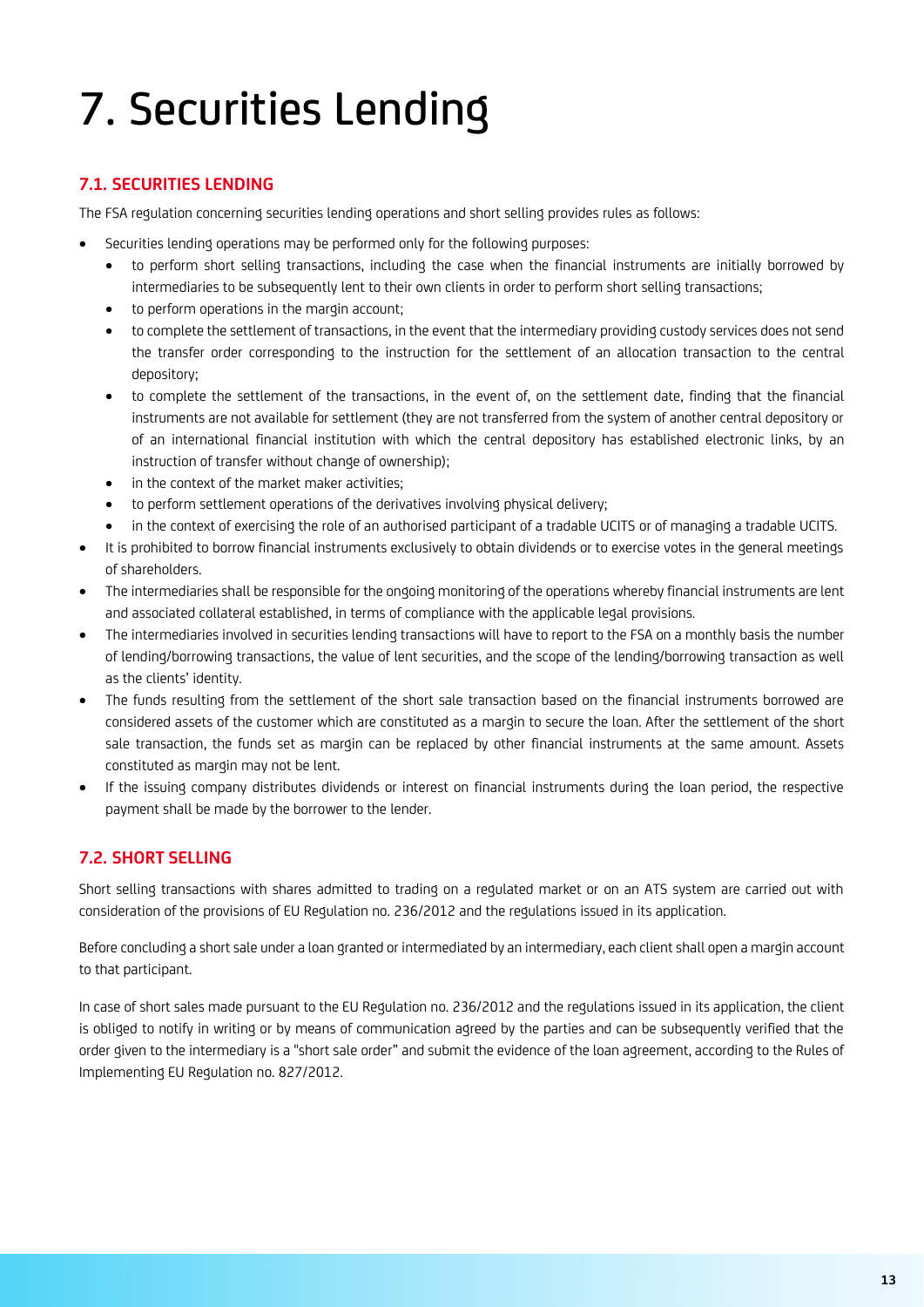# 7. Securities Lending

### 7.1. SECURITIES LENDING

The FSA regulation concerning securities lending operations and short selling provides rules as follows:

- Securities lending operations may be performed only for the following purposes:
  - to perform short selling transactions, including the case when the financial instruments are initially borrowed by intermediaries to be subsequently lent to their own clients in order to perform short selling transactions;
  - to perform operations in the margin account;
  - to complete the settlement of transactions, in the event that the intermediary providing custody services does not send the transfer order corresponding to the instruction for the settlement of an allocation transaction to the central depository;
  - to complete the settlement of the transactions, in the event of, on the settlement date, finding that the financial instruments are not available for settlement (they are not transferred from the system of another central depository or of an international financial institution with which the central depository has established electronic links, by an instruction of transfer without change of ownership);
  - in the context of the market maker activities;
  - to perform settlement operations of the derivatives involving physical delivery;
  - in the context of exercising the role of an authorised participant of a tradable UCITS or of managing a tradable UCITS.
- It is prohibited to borrow financial instruments exclusively to obtain dividends or to exercise votes in the general meetings of shareholders.
- The intermediaries shall be responsible for the ongoing monitoring of the operations whereby financial instruments are lent and associated collateral established, in terms of compliance with the applicable legal provisions.
- The intermediaries involved in securities lending transactions will have to report to the FSA on a monthly basis the number of lending/borrowing transactions, the value of lent securities, and the scope of the lending/borrowing transaction as well as the clients' identity.
- The funds resulting from the settlement of the short sale transaction based on the financial instruments borrowed are considered assets of the customer which are constituted as a margin to secure the loan. After the settlement of the short sale transaction, the funds set as margin can be replaced by other financial instruments at the same amount. Assets constituted as margin may not be lent.
- If the issuing company distributes dividends or interest on financial instruments during the loan period, the respective payment shall be made by the borrower to the lender.

### 7.2. SHORT SELLING

Short selling transactions with shares admitted to trading on a regulated market or on an ATS system are carried out with consideration of the provisions of EU Regulation no. 236/2012 and the regulations issued in its application.

Before concluding a short sale under a loan granted or intermediated by an intermediary, each client shall open a margin account to that participant.

In case of short sales made pursuant to the EU Regulation no. 236/2012 and the regulations issued in its application, the client is obliged to notify in writing or by means of communication agreed by the parties and can be subsequently verified that the order given to the intermediary is a "short sale order" and submit the evidence of the loan agreement, according to the Rules of Implementing EU Regulation no. 827/2012.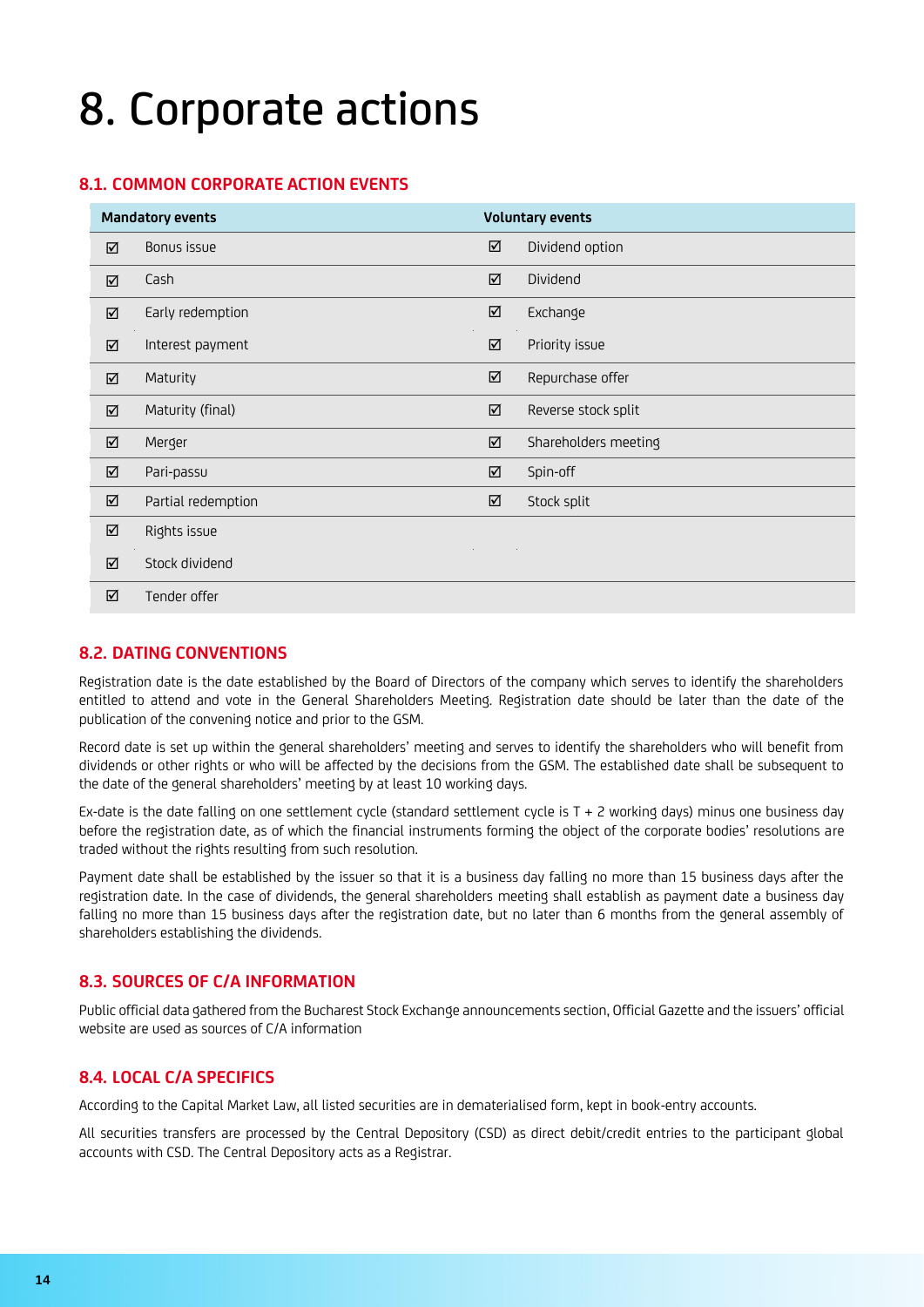# 8. Corporate actions

## 8.1. COMMON CORPORATE ACTION EVENTS

| | Mandatory events | | Voluntary events |
|---|---|---|---|
| ☑ | Bonus issue | ☑ | Dividend option |
| ☑ | Cash | ☑ | Dividend |
| ☑ | Early redemption | ☑ | Exchange |
| ☑ | Interest payment | ☑ | Priority issue |
| ☑ | Maturity | ☑ | Repurchase offer |
| ☑ | Maturity (final) | ☑ | Reverse stock split |
| ☑ | Merger | ☑ | Shareholders meeting |
| ☑ | Pari-passu | ☑ | Spin-off |
| ☑ | Partial redemption | ☑ | Stock split |
| ☑ | Rights issue | | |
| ☑ | Stock dividend | | |
| ☑ | Tender offer | | |

## 8.2. DATING CONVENTIONS

Registration date is the date established by the Board of Directors of the company which serves to identify the shareholders entitled to attend and vote in the General Shareholders Meeting. Registration date should be later than the date of the publication of the convening notice and prior to the GSM.

Record date is set up within the general shareholders' meeting and serves to identify the shareholders who will benefit from dividends or other rights or who will be affected by the decisions from the GSM. The established date shall be subsequent to the date of the general shareholders' meeting by at least 10 working days.

Ex-date is the date falling on one settlement cycle (standard settlement cycle is T + 2 working days) minus one business day before the registration date, as of which the financial instruments forming the object of the corporate bodies' resolutions are traded without the rights resulting from such resolution.

Payment date shall be established by the issuer so that it is a business day falling no more than 15 business days after the registration date. In the case of dividends, the general shareholders meeting shall establish as payment date a business day falling no more than 15 business days after the registration date, but no later than 6 months from the general assembly of shareholders establishing the dividends.

## 8.3. SOURCES OF C/A INFORMATION

Public official data gathered from the Bucharest Stock Exchange announcements section, Official Gazette and the issuers' official website are used as sources of C/A information

## 8.4. LOCAL C/A SPECIFICS

According to the Capital Market Law, all listed securities are in dematerialised form, kept in book-entry accounts.

All securities transfers are processed by the Central Depository (CSD) as direct debit/credit entries to the participant global accounts with CSD. The Central Depository acts as a Registrar.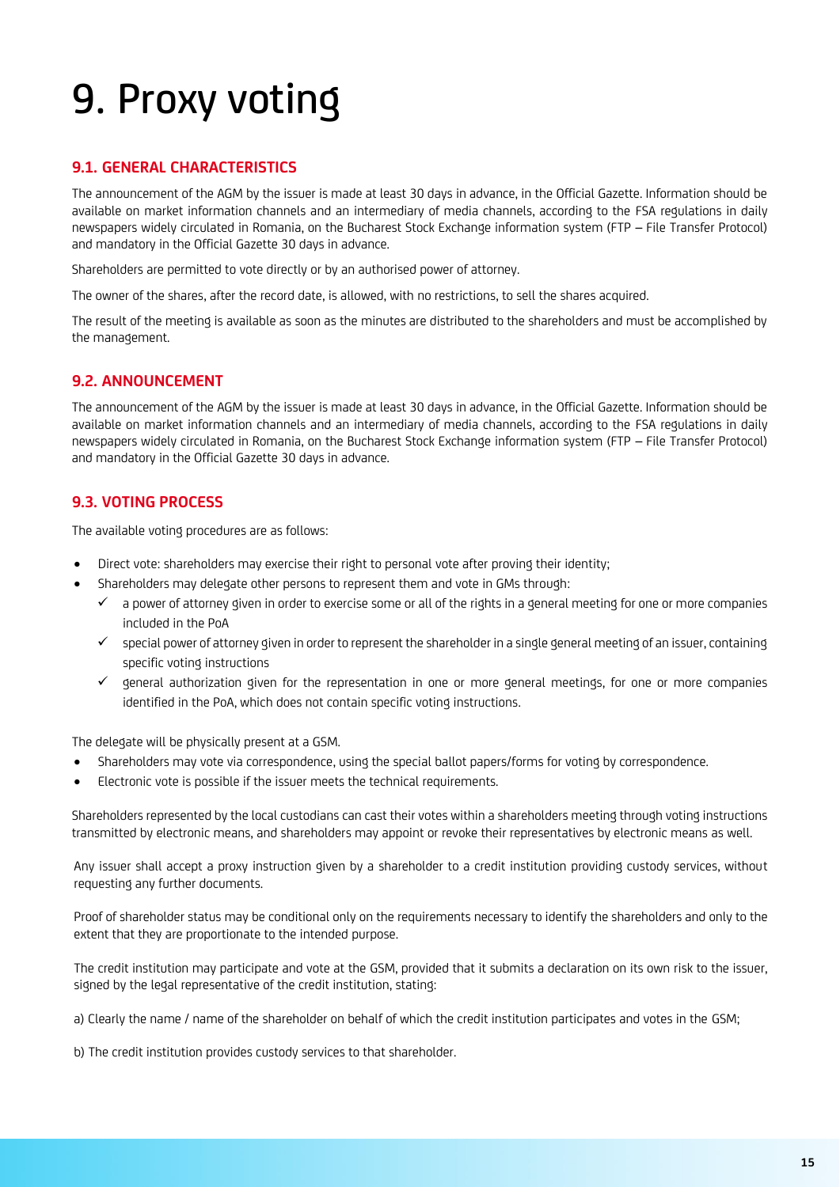# 9. Proxy voting

## 9.1. GENERAL CHARACTERISTICS

The announcement of the AGM by the issuer is made at least 30 days in advance, in the Official Gazette. Information should be available on market information channels and an intermediary of media channels, according to the FSA regulations in daily newspapers widely circulated in Romania, on the Bucharest Stock Exchange information system (FTP – File Transfer Protocol) and mandatory in the Official Gazette 30 days in advance.

Shareholders are permitted to vote directly or by an authorised power of attorney.

The owner of the shares, after the record date, is allowed, with no restrictions, to sell the shares acquired.

The result of the meeting is available as soon as the minutes are distributed to the shareholders and must be accomplished by the management.

## 9.2. ANNOUNCEMENT

The announcement of the AGM by the issuer is made at least 30 days in advance, in the Official Gazette. Information should be available on market information channels and an intermediary of media channels, according to the FSA regulations in daily newspapers widely circulated in Romania, on the Bucharest Stock Exchange information system (FTP – File Transfer Protocol) and mandatory in the Official Gazette 30 days in advance.

## 9.3. VOTING PROCESS

The available voting procedures are as follows:

- Direct vote: shareholders may exercise their right to personal vote after proving their identity;
- Shareholders may delegate other persons to represent them and vote in GMs through:
  - ✓ a power of attorney given in order to exercise some or all of the rights in a general meeting for one or more companies included in the PoA
  - ✓ special power of attorney given in order to represent the shareholder in a single general meeting of an issuer, containing specific voting instructions
  - ✓ general authorization given for the representation in one or more general meetings, for one or more companies identified in the PoA, which does not contain specific voting instructions.

The delegate will be physically present at a GSM.

- Shareholders may vote via correspondence, using the special ballot papers/forms for voting by correspondence.
- Electronic vote is possible if the issuer meets the technical requirements.

Shareholders represented by the local custodians can cast their votes within a shareholders meeting through voting instructions transmitted by electronic means, and shareholders may appoint or revoke their representatives by electronic means as well.

Any issuer shall accept a proxy instruction given by a shareholder to a credit institution providing custody services, without requesting any further documents.

Proof of shareholder status may be conditional only on the requirements necessary to identify the shareholders and only to the extent that they are proportionate to the intended purpose.

The credit institution may participate and vote at the GSM, provided that it submits a declaration on its own risk to the issuer, signed by the legal representative of the credit institution, stating:

a) Clearly the name / name of the shareholder on behalf of which the credit institution participates and votes in the GSM;

b) The credit institution provides custody services to that shareholder.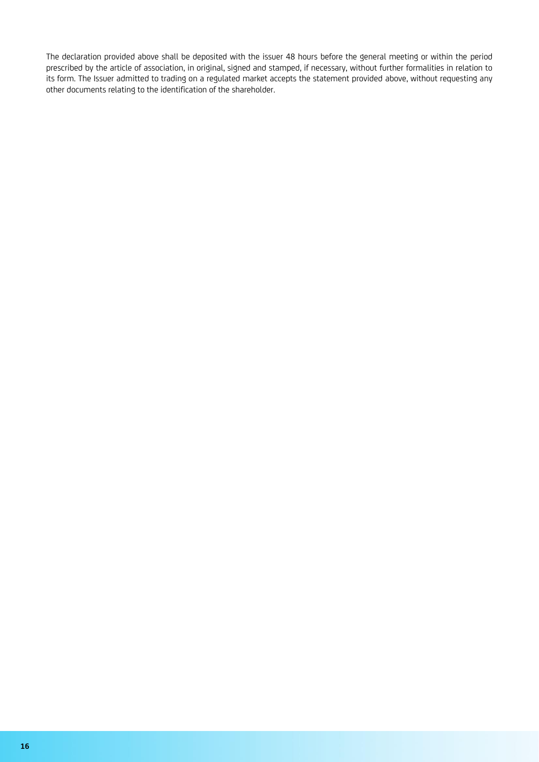The declaration provided above shall be deposited with the issuer 48 hours before the general meeting or within the period prescribed by the article of association, in original, signed and stamped, if necessary, without further formalities in relation to its form. The Issuer admitted to trading on a regulated market accepts the statement provided above, without requesting any other documents relating to the identification of the shareholder.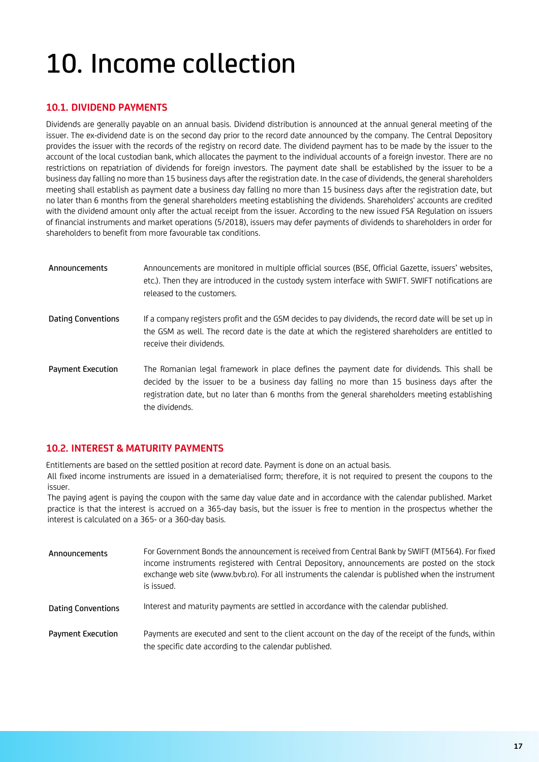# 10. Income collection

## 10.1. DIVIDEND PAYMENTS

Dividends are generally payable on an annual basis. Dividend distribution is announced at the annual general meeting of the issuer. The ex-dividend date is on the second day prior to the record date announced by the company. The Central Depository provides the issuer with the records of the registry on record date. The dividend payment has to be made by the issuer to the account of the local custodian bank, which allocates the payment to the individual accounts of a foreign investor. There are no restrictions on repatriation of dividends for foreign investors. The payment date shall be established by the issuer to be a business day falling no more than 15 business days after the registration date. In the case of dividends, the general shareholders meeting shall establish as payment date a business day falling no more than 15 business days after the registration date, but no later than 6 months from the general shareholders meeting establishing the dividends. Shareholders' accounts are credited with the dividend amount only after the actual receipt from the issuer. According to the new issued FSA Regulation on issuers of financial instruments and market operations (5/2018), issuers may defer payments of dividends to shareholders in order for shareholders to benefit from more favourable tax conditions.

| | |
|---|---|
| Announcements | Announcements are monitored in multiple official sources (BSE, Official Gazette, issuers' websites, etc.). Then they are introduced in the custody system interface with SWIFT. SWIFT notifications are released to the customers. |
| Dating Conventions | If a company registers profit and the GSM decides to pay dividends, the record date will be set up in the GSM as well. The record date is the date at which the registered shareholders are entitled to receive their dividends. |
| Payment Execution | The Romanian legal framework in place defines the payment date for dividends. This shall be decided by the issuer to be a business day falling no more than 15 business days after the registration date, but no later than 6 months from the general shareholders meeting establishing the dividends. |

## 10.2. INTEREST & MATURITY PAYMENTS

Entitlements are based on the settled position at record date. Payment is done on an actual basis.

All fixed income instruments are issued in a dematerialised form; therefore, it is not required to present the coupons to the issuer.

The paying agent is paying the coupon with the same day value date and in accordance with the calendar published. Market practice is that the interest is accrued on a 365-day basis, but the issuer is free to mention in the prospectus whether the interest is calculated on a 365- or a 360-day basis.

| | |
|---|---|
| Announcements | For Government Bonds the announcement is received from Central Bank by SWIFT (MT564). For fixed income instruments registered with Central Depository, announcements are posted on the stock exchange web site (www.bvb.ro). For all instruments the calendar is published when the instrument is issued. |
| Dating Conventions | Interest and maturity payments are settled in accordance with the calendar published. |
| Payment Execution | Payments are executed and sent to the client account on the day of the receipt of the funds, within the specific date according to the calendar published. |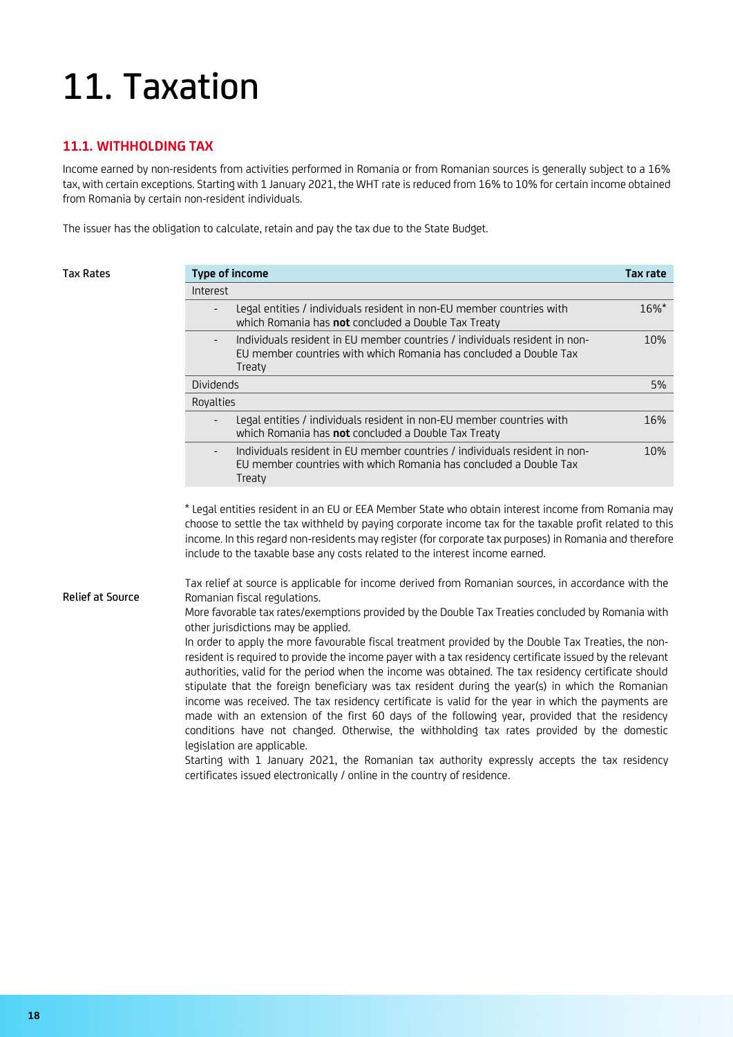# 11. Taxation

## 11.1. WITHHOLDING TAX

Income earned by non-residents from activities performed in Romania or from Romanian sources is generally subject to a 16% tax, with certain exceptions. Starting with 1 January 2021, the WHT rate is reduced from 16% to 10% for certain income obtained from Romania by certain non-resident individuals.

The issuer has the obligation to calculate, retain and pay the tax due to the State Budget.

**Tax Rates**

| Type of income | Tax rate |
|---|---|
| Interest | |
| - Legal entities / individuals resident in non-EU member countries with which Romania has **not** concluded a Double Tax Treaty | 16%* |
| - Individuals resident in EU member countries / individuals resident in non-EU member countries with which Romania has concluded a Double Tax Treaty | 10% |
| Dividends | 5% |
| Royalties | |
| - Legal entities / individuals resident in non-EU member countries with which Romania has **not** concluded a Double Tax Treaty | 16% |
| - Individuals resident in EU member countries / individuals resident in non-EU member countries with which Romania has concluded a Double Tax Treaty | 10% |

\* Legal entities resident in an EU or EEA Member State who obtain interest income from Romania may choose to settle the tax withheld by paying corporate income tax for the taxable profit related to this income. In this regard non-residents may register (for corporate tax purposes) in Romania and therefore include to the taxable base any costs related to the interest income earned.

**Relief at Source**

Tax relief at source is applicable for income derived from Romanian sources, in accordance with the Romanian fiscal regulations.

More favorable tax rates/exemptions provided by the Double Tax Treaties concluded by Romania with other jurisdictions may be applied.

In order to apply the more favourable fiscal treatment provided by the Double Tax Treaties, the non-resident is required to provide the income payer with a tax residency certificate issued by the relevant authorities, valid for the period when the income was obtained. The tax residency certificate should stipulate that the foreign beneficiary was tax resident during the year(s) in which the Romanian income was received. The tax residency certificate is valid for the year in which the payments are made with an extension of the first 60 days of the following year, provided that the residency conditions have not changed. Otherwise, the withholding tax rates provided by the domestic legislation are applicable.

Starting with 1 January 2021, the Romanian tax authority expressly accepts the tax residency certificates issued electronically / online in the country of residence.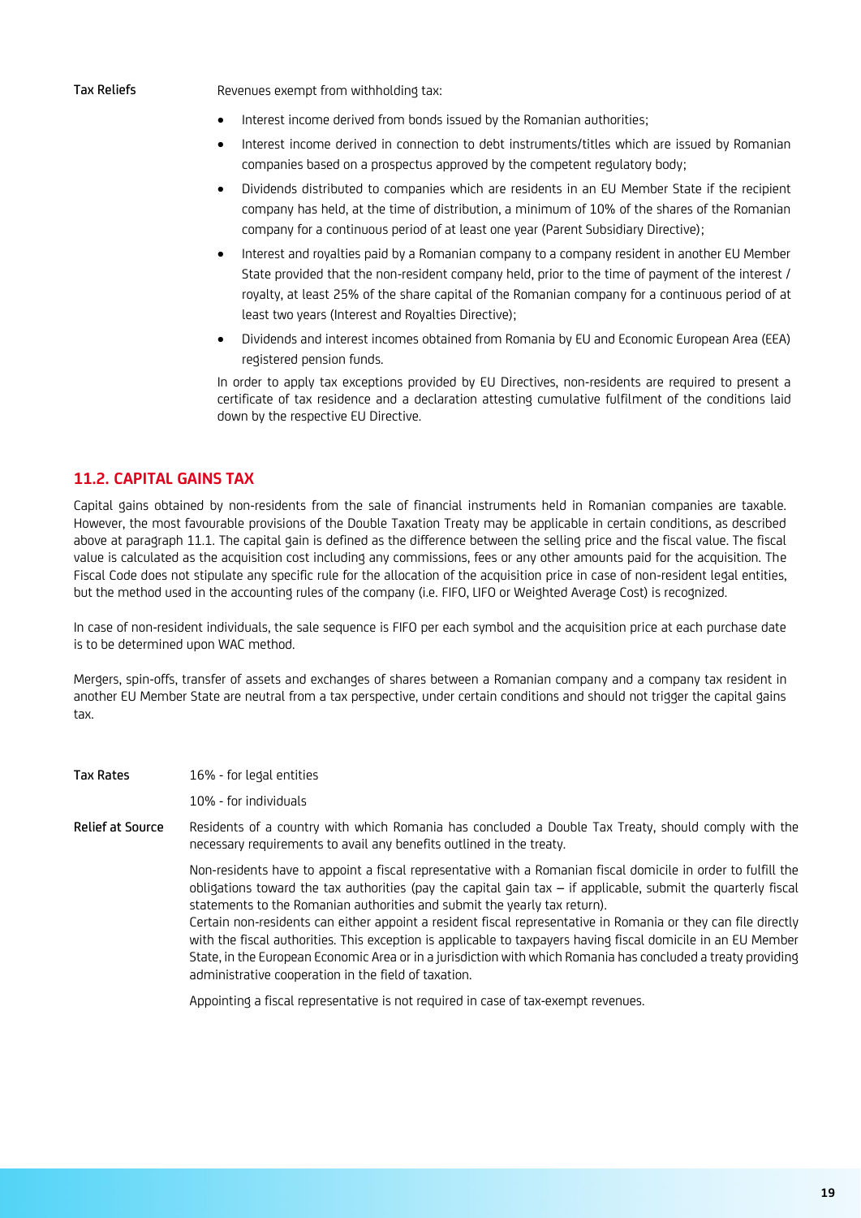**Tax Reliefs**

Revenues exempt from withholding tax:

- Interest income derived from bonds issued by the Romanian authorities;
- Interest income derived in connection to debt instruments/titles which are issued by Romanian companies based on a prospectus approved by the competent regulatory body;
- Dividends distributed to companies which are residents in an EU Member State if the recipient company has held, at the time of distribution, a minimum of 10% of the shares of the Romanian company for a continuous period of at least one year (Parent Subsidiary Directive);
- Interest and royalties paid by a Romanian company to a company resident in another EU Member State provided that the non-resident company held, prior to the time of payment of the interest / royalty, at least 25% of the share capital of the Romanian company for a continuous period of at least two years (Interest and Royalties Directive);
- Dividends and interest incomes obtained from Romania by EU and Economic European Area (EEA) registered pension funds.

In order to apply tax exceptions provided by EU Directives, non-residents are required to present a certificate of tax residence and a declaration attesting cumulative fulfilment of the conditions laid down by the respective EU Directive.

## 11.2. CAPITAL GAINS TAX

Capital gains obtained by non-residents from the sale of financial instruments held in Romanian companies are taxable. However, the most favourable provisions of the Double Taxation Treaty may be applicable in certain conditions, as described above at paragraph 11.1. The capital gain is defined as the difference between the selling price and the fiscal value. The fiscal value is calculated as the acquisition cost including any commissions, fees or any other amounts paid for the acquisition. The Fiscal Code does not stipulate any specific rule for the allocation of the acquisition price in case of non-resident legal entities, but the method used in the accounting rules of the company (i.e. FIFO, LIFO or Weighted Average Cost) is recognized.

In case of non-resident individuals, the sale sequence is FIFO per each symbol and the acquisition price at each purchase date is to be determined upon WAC method.

Mergers, spin-offs, transfer of assets and exchanges of shares between a Romanian company and a company tax resident in another EU Member State are neutral from a tax perspective, under certain conditions and should not trigger the capital gains tax.

**Tax Rates**

16% - for legal entities

10% - for individuals

**Relief at Source**

Residents of a country with which Romania has concluded a Double Tax Treaty, should comply with the necessary requirements to avail any benefits outlined in the treaty.

Non-residents have to appoint a fiscal representative with a Romanian fiscal domicile in order to fulfill the obligations toward the tax authorities (pay the capital gain tax – if applicable, submit the quarterly fiscal statements to the Romanian authorities and submit the yearly tax return).
Certain non-residents can either appoint a resident fiscal representative in Romania or they can file directly with the fiscal authorities. This exception is applicable to taxpayers having fiscal domicile in an EU Member State, in the European Economic Area or in a jurisdiction with which Romania has concluded a treaty providing administrative cooperation in the field of taxation.

Appointing a fiscal representative is not required in case of tax-exempt revenues.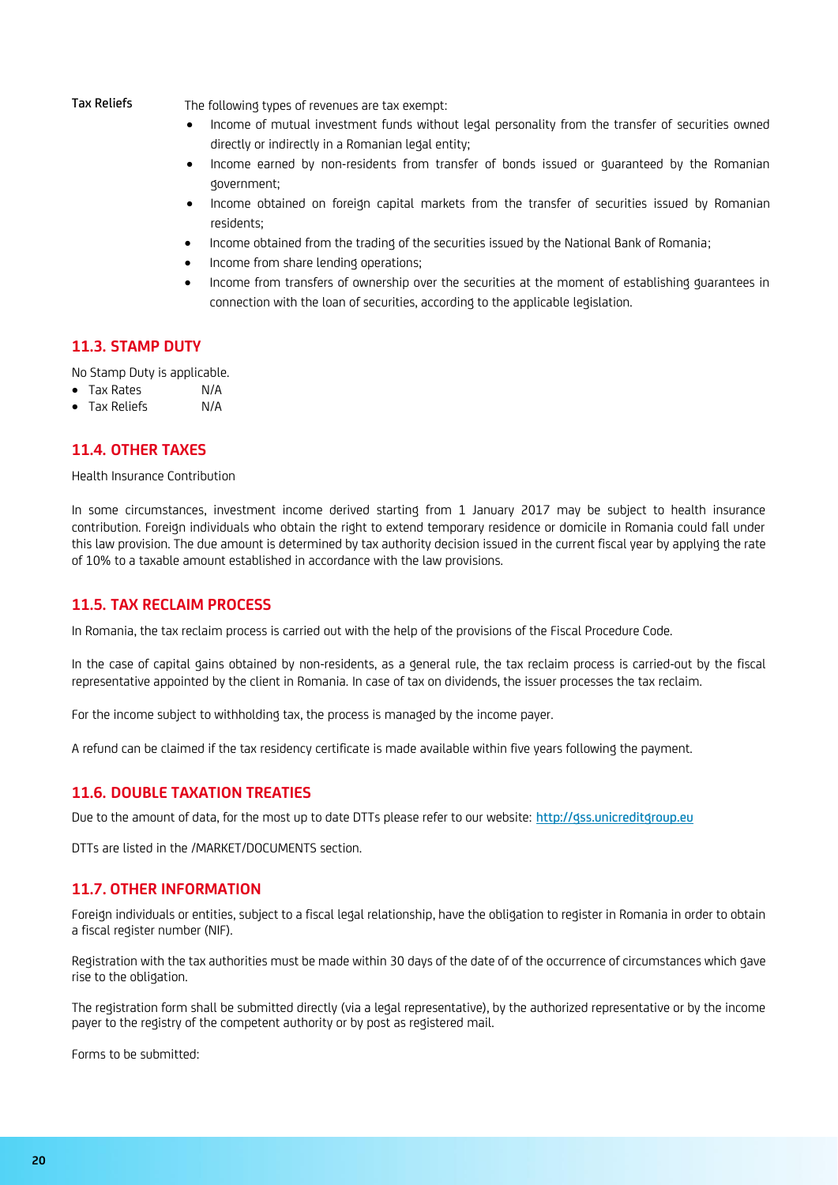**Tax Reliefs**

The following types of revenues are tax exempt:

- Income of mutual investment funds without legal personality from the transfer of securities owned directly or indirectly in a Romanian legal entity;
- Income earned by non-residents from transfer of bonds issued or guaranteed by the Romanian government;
- Income obtained on foreign capital markets from the transfer of securities issued by Romanian residents;
- Income obtained from the trading of the securities issued by the National Bank of Romania;
- Income from share lending operations;
- Income from transfers of ownership over the securities at the moment of establishing guarantees in connection with the loan of securities, according to the applicable legislation.

## 11.3. STAMP DUTY

No Stamp Duty is applicable.

- Tax Rates N/A
- Tax Reliefs N/A

## 11.4. OTHER TAXES

Health Insurance Contribution

In some circumstances, investment income derived starting from 1 January 2017 may be subject to health insurance contribution. Foreign individuals who obtain the right to extend temporary residence or domicile in Romania could fall under this law provision. The due amount is determined by tax authority decision issued in the current fiscal year by applying the rate of 10% to a taxable amount established in accordance with the law provisions.

## 11.5. TAX RECLAIM PROCESS

In Romania, the tax reclaim process is carried out with the help of the provisions of the Fiscal Procedure Code.

In the case of capital gains obtained by non-residents, as a general rule, the tax reclaim process is carried-out by the fiscal representative appointed by the client in Romania. In case of tax on dividends, the issuer processes the tax reclaim.

For the income subject to withholding tax, the process is managed by the income payer.

A refund can be claimed if the tax residency certificate is made available within five years following the payment.

## 11.6. DOUBLE TAXATION TREATIES

Due to the amount of data, for the most up to date DTTs please refer to our website: [http://gss.unicreditgroup.eu](http://gss.unicreditgroup.eu)

DTTs are listed in the /MARKET/DOCUMENTS section.

## 11.7. OTHER INFORMATION

Foreign individuals or entities, subject to a fiscal legal relationship, have the obligation to register in Romania in order to obtain a fiscal register number (NIF).

Registration with the tax authorities must be made within 30 days of the date of of the occurrence of circumstances which gave rise to the obligation.

The registration form shall be submitted directly (via a legal representative), by the authorized representative or by the income payer to the registry of the competent authority or by post as registered mail.

Forms to be submitted: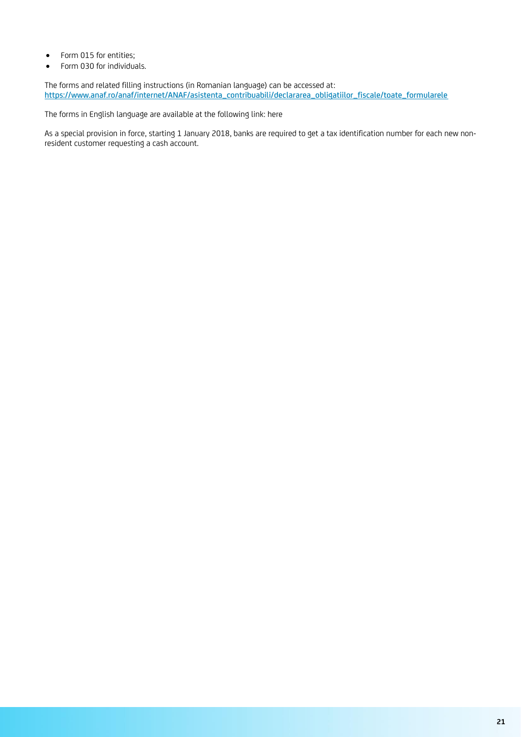- Form 015 for entities;
- Form 030 for individuals.

The forms and related filling instructions (in Romanian language) can be accessed at:
https://www.anaf.ro/anaf/internet/ANAF/asistenta_contribuabili/declararea_obligatiilor_fiscale/toate_formularele

The forms in English language are available at the following link: here

As a special provision in force, starting 1 January 2018, banks are required to get a tax identification number for each new non-resident customer requesting a cash account.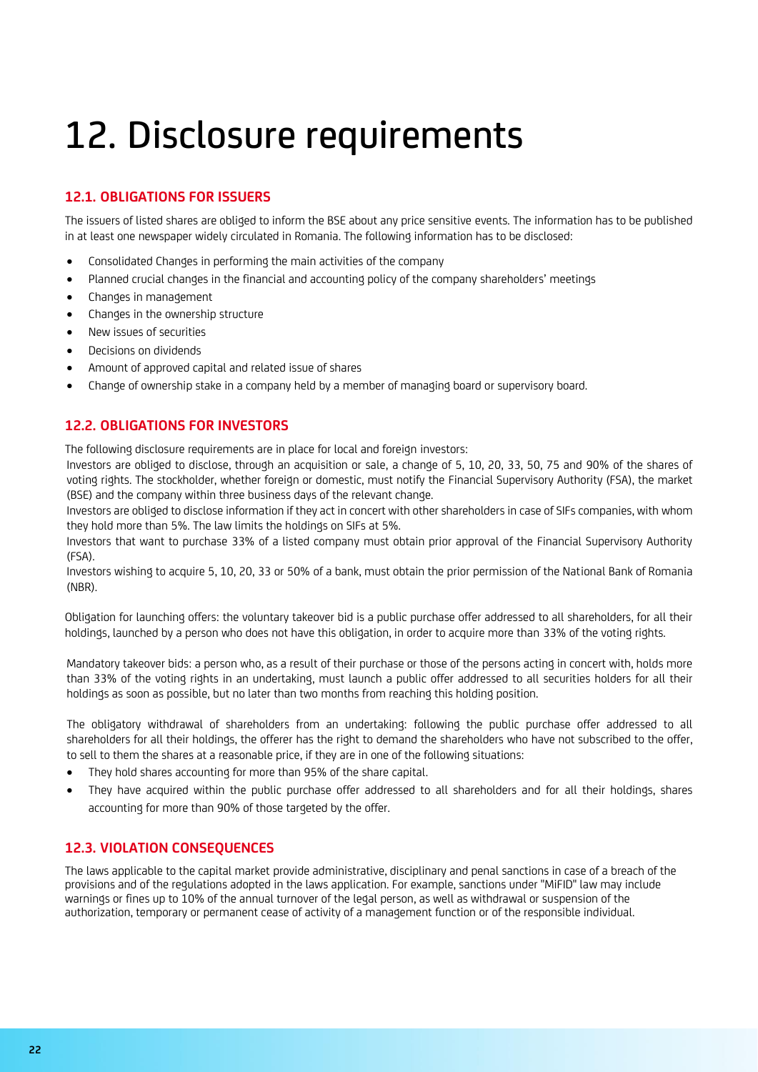# 12. Disclosure requirements

## 12.1. OBLIGATIONS FOR ISSUERS

The issuers of listed shares are obliged to inform the BSE about any price sensitive events. The information has to be published in at least one newspaper widely circulated in Romania. The following information has to be disclosed:

- Consolidated Changes in performing the main activities of the company
- Planned crucial changes in the financial and accounting policy of the company shareholders' meetings
- Changes in management
- Changes in the ownership structure
- New issues of securities
- Decisions on dividends
- Amount of approved capital and related issue of shares
- Change of ownership stake in a company held by a member of managing board or supervisory board.

## 12.2. OBLIGATIONS FOR INVESTORS

The following disclosure requirements are in place for local and foreign investors:

Investors are obliged to disclose, through an acquisition or sale, a change of 5, 10, 20, 33, 50, 75 and 90% of the shares of voting rights. The stockholder, whether foreign or domestic, must notify the Financial Supervisory Authority (FSA), the market (BSE) and the company within three business days of the relevant change.

Investors are obliged to disclose information if they act in concert with other shareholders in case of SIFs companies, with whom they hold more than 5%. The law limits the holdings on SIFs at 5%.

Investors that want to purchase 33% of a listed company must obtain prior approval of the Financial Supervisory Authority (FSA).

Investors wishing to acquire 5, 10, 20, 33 or 50% of a bank, must obtain the prior permission of the National Bank of Romania (NBR).

Obligation for launching offers: the voluntary takeover bid is a public purchase offer addressed to all shareholders, for all their holdings, launched by a person who does not have this obligation, in order to acquire more than 33% of the voting rights.

Mandatory takeover bids: a person who, as a result of their purchase or those of the persons acting in concert with, holds more than 33% of the voting rights in an undertaking, must launch a public offer addressed to all securities holders for all their holdings as soon as possible, but no later than two months from reaching this holding position.

The obligatory withdrawal of shareholders from an undertaking: following the public purchase offer addressed to all shareholders for all their holdings, the offerer has the right to demand the shareholders who have not subscribed to the offer, to sell to them the shares at a reasonable price, if they are in one of the following situations:

- They hold shares accounting for more than 95% of the share capital.
- They have acquired within the public purchase offer addressed to all shareholders and for all their holdings, shares accounting for more than 90% of those targeted by the offer.

## 12.3. VIOLATION CONSEQUENCES

The laws applicable to the capital market provide administrative, disciplinary and penal sanctions in case of a breach of the provisions and of the regulations adopted in the laws application. For example, sanctions under "MiFID" law may include warnings or fines up to 10% of the annual turnover of the legal person, as well as withdrawal or suspension of the authorization, temporary or permanent cease of activity of a management function or of the responsible individual.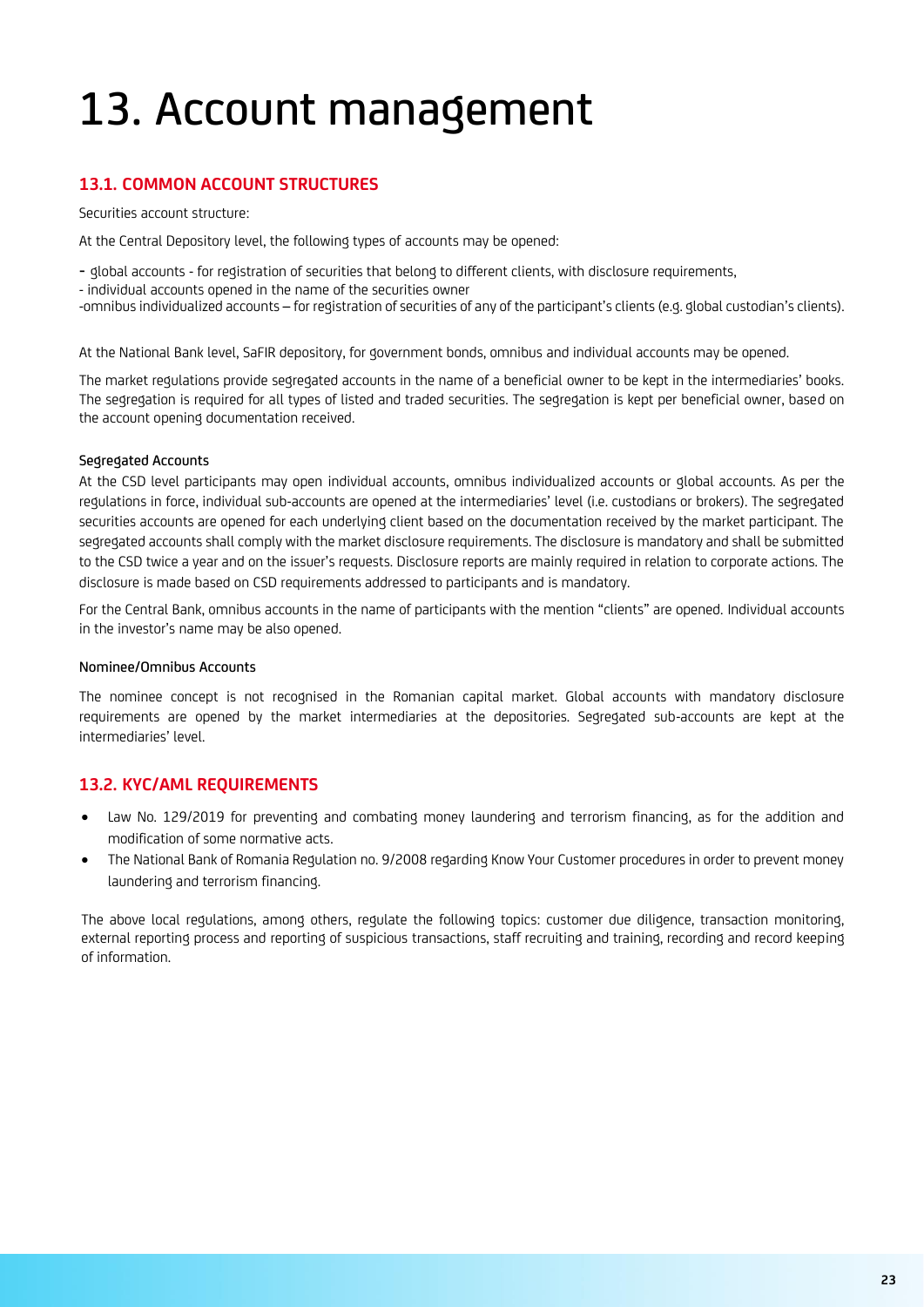# 13. Account management

## 13.1. COMMON ACCOUNT STRUCTURES

Securities account structure:

At the Central Depository level, the following types of accounts may be opened:

- global accounts - for registration of securities that belong to different clients, with disclosure requirements,
- individual accounts opened in the name of the securities owner
- omnibus individualized accounts – for registration of securities of any of the participant's clients (e.g. global custodian's clients).

At the National Bank level, SaFIR depository, for government bonds, omnibus and individual accounts may be opened.

The market regulations provide segregated accounts in the name of a beneficial owner to be kept in the intermediaries' books. The segregation is required for all types of listed and traded securities. The segregation is kept per beneficial owner, based on the account opening documentation received.

#### Segregated Accounts

At the CSD level participants may open individual accounts, omnibus individualized accounts or global accounts. As per the regulations in force, individual sub-accounts are opened at the intermediaries' level (i.e. custodians or brokers). The segregated securities accounts are opened for each underlying client based on the documentation received by the market participant. The segregated accounts shall comply with the market disclosure requirements. The disclosure is mandatory and shall be submitted to the CSD twice a year and on the issuer's requests. Disclosure reports are mainly required in relation to corporate actions. The disclosure is made based on CSD requirements addressed to participants and is mandatory.

For the Central Bank, omnibus accounts in the name of participants with the mention "clients" are opened. Individual accounts in the investor's name may be also opened.

#### Nominee/Omnibus Accounts

The nominee concept is not recognised in the Romanian capital market. Global accounts with mandatory disclosure requirements are opened by the market intermediaries at the depositories. Segregated sub-accounts are kept at the intermediaries' level.

## 13.2. KYC/AML REQUIREMENTS

- Law No. 129/2019 for preventing and combating money laundering and terrorism financing, as for the addition and modification of some normative acts.
- The National Bank of Romania Regulation no. 9/2008 regarding Know Your Customer procedures in order to prevent money laundering and terrorism financing.

The above local regulations, among others, regulate the following topics: customer due diligence, transaction monitoring, external reporting process and reporting of suspicious transactions, staff recruiting and training, recording and record keeping of information.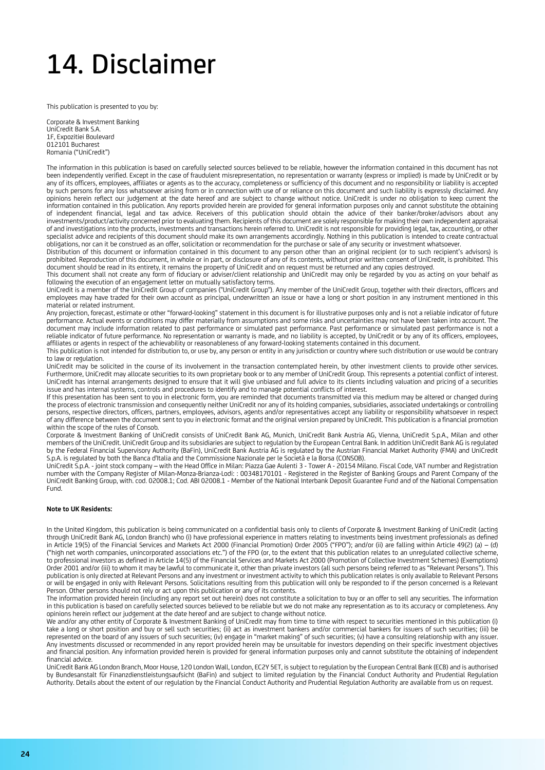# 14. Disclaimer

This publication is presented to you by:

Corporate & Investment Banking
UniCredit Bank S.A.
1F, Expozitiei Boulevard
012101 Bucharest
Romania ("UniCredit")

The information in this publication is based on carefully selected sources believed to be reliable, however the information contained in this document has not been independently verified. Except in the case of fraudulent misrepresentation, no representation or warranty (express or implied) is made by UniCredit or by any of its officers, employees, affiliates or agents as to the accuracy, completeness or sufficiency of this document and no responsibility or liability is accepted by such persons for any loss whatsoever arising from or in connection with use of or reliance on this document and such liability is expressly disclaimed. Any opinions herein reflect our judgement at the date hereof and are subject to change without notice. UniCredit is under no obligation to keep current the information contained in this publication. Any reports provided herein are provided for general information purposes only and cannot substitute the obtaining of independent financial, legal and tax advice. Receivers of this publication should obtain the advice of their banker/broker/advisors about any investments/product/activity concerned prior to evaluating them. Recipients of this document are solely responsible for making their own independent appraisal of and investigations into the products, investments and transactions herein referred to. UniCredit is not responsible for providing legal, tax, accounting, or other specialist advice and recipients of this document should make its own arrangements accordingly. Nothing in this publication is intended to create contractual obligations, nor can it be construed as an offer, solicitation or recommendation for the purchase or sale of any security or investment whatsoever.

Distribution of this document or information contained in this document to any person other than an original recipient (or to such recipient's advisors) is prohibited. Reproduction of this document, in whole or in part, or disclosure of any of its contents, without prior written consent of UniCredit, is prohibited. This document should be read in its entirety, it remains the property of UniCredit and on request must be returned and any copies destroyed.

This document shall not create any form of fiduciary or adviser/client relationship and UniCredit may only be regarded by you as acting on your behalf as following the execution of an engagement letter on mutually satisfactory terms.

UniCredit is a member of the UniCredit Group of companies ("UniCredit Group"). Any member of the UniCredit Group, together with their directors, officers and employees may have traded for their own account as principal, underwritten an issue or have a long or short position in any instrument mentioned in this material or related instrument.

Any projection, forecast, estimate or other "forward-looking" statement in this document is for illustrative purposes only and is not a reliable indicator of future performance. Actual events or conditions may differ materially from assumptions and some risks and uncertainties may not have been taken into account. The document may include information related to past performance or simulated past performance. Past performance or simulated past performance is not a reliable indicator of future performance. No representation or warranty is made, and no liability is accepted, by UniCredit or by any of its officers, employees, affiliates or agents in respect of the achievability or reasonableness of any forward-looking statements contained in this document.

This publication is not intended for distribution to, or use by, any person or entity in any jurisdiction or country where such distribution or use would be contrary to law or regulation.

UniCredit may be solicited in the course of its involvement in the transaction contemplated herein, by other investment clients to provide other services. Furthermore, UniCredit may allocate securities to its own proprietary book or to any member of UniCredit Group. This represents a potential conflict of interest. UniCredit has internal arrangements designed to ensure that it will give unbiased and full advice to its clients including valuation and pricing of a securities issue and has internal systems, controls and procedures to identify and to manage potential conflicts of interest.

If this presentation has been sent to you in electronic form, you are reminded that documents transmitted via this medium may be altered or changed during the process of electronic transmission and consequently neither UniCredit nor any of its holding companies, subsidiaries, associated undertakings or controlling persons, respective directors, officers, partners, employees, advisors, agents and/or representatives accept any liability or responsibility whatsoever in respect of any difference between the document sent to you in electronic format and the original version prepared by UniCredit. This publication is a financial promotion within the scope of the rules of Consob.

Corporate & Investment Banking of UniCredit consists of UniCredit Bank AG, Munich, UniCredit Bank Austria AG, Vienna, UniCredit S.p.A., Milan and other members of the UniCredit. UniCredit Group and its subsidiaries are subject to regulation by the European Central Bank. In addition UniCredit Bank AG is regulated by the Federal Financial Supervisory Authority (BaFin), UniCredit Bank Austria AG is regulated by the Austrian Financial Market Authority (FMA) and UniCredit S.p.A. is regulated by both the Banca d'Italia and the Commissione Nazionale per le Società e la Borsa (CONSOB).

UniCredit S.p.A. - joint stock company – with the Head Office in Milan: Piazza Gae Aulenti 3 - Tower A - 20154 Milano. Fiscal Code, VAT number and Registration number with the Company Register of Milan-Monza-Brianza-Lodi: : 00348170101 - Registered in the Register of Banking Groups and Parent Company of the UniCredit Banking Group, with. cod. 02008.1; Cod. ABI 02008.1 - Member of the National Interbank Deposit Guarantee Fund and of the National Compensation Fund.

**Note to UK Residents:**

In the United Kingdom, this publication is being communicated on a confidential basis only to clients of Corporate & Investment Banking of UniCredit (acting through UniCredit Bank AG, London Branch) who (i) have professional experience in matters relating to investments being investment professionals as defined in Article 19(5) of the Financial Services and Markets Act 2000 (Financial Promotion) Order 2005 ("FPO"); and/or (ii) are falling within Article 49(2) (a) – (d) ("high net worth companies, unincorporated associations etc.") of the FPO (or, to the extent that this publication relates to an unregulated collective scheme, to professional investors as defined in Article 14(5) of the Financial Services and Markets Act 2000 (Promotion of Collective Investment Schemes) (Exemptions) Order 2001 and/or (iii) to whom it may be lawful to communicate it, other than private investors (all such persons being referred to as "Relevant Persons"). This publication is only directed at Relevant Persons and any investment or investment activity to which this publication relates is only available to Relevant Persons or will be engaged in only with Relevant Persons. Solicitations resulting from this publication will only be responded to if the person concerned is a Relevant Person. Other persons should not rely or act upon this publication or any of its contents.

The information provided herein (including any report set out herein) does not constitute a solicitation to buy or an offer to sell any securities. The information in this publication is based on carefully selected sources believed to be reliable but we do not make any representation as to its accuracy or completeness. Any opinions herein reflect our judgement at the date hereof and are subject to change without notice.

We and/or any other entity of Corporate & Investment Banking of UniCredit may from time to time with respect to securities mentioned in this publication (i) take a long or short position and buy or sell such securities; (ii) act as investment bankers and/or commercial bankers for issuers of such securities; (iii) be represented on the board of any issuers of such securities; (iv) engage in "market making" of such securities; (v) have a consulting relationship with any issuer. Any investments discussed or recommended in any report provided herein may be unsuitable for investors depending on their specific investment objectives and financial position. Any information provided herein is provided for general information purposes only and cannot substitute the obtaining of independent financial advice.

UniCredit Bank AG London Branch, Moor House, 120 London Wall, London, EC2Y 5ET, is subject to regulation by the European Central Bank (ECB) and is authorised by Bundesanstalt für Finanzdienstleistungsaufsicht (BaFin) and subject to limited regulation by the Financial Conduct Authority and Prudential Regulation Authority. Details about the extent of our regulation by the Financial Conduct Authority and Prudential Regulation Authority are available from us on request.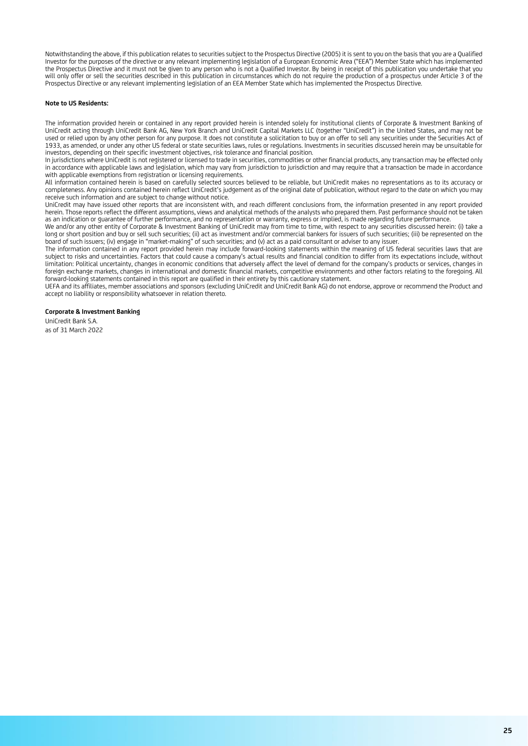Notwithstanding the above, if this publication relates to securities subject to the Prospectus Directive (2005) it is sent to you on the basis that you are a Qualified Investor for the purposes of the directive or any relevant implementing legislation of a European Economic Area ("EEA") Member State which has implemented the Prospectus Directive and it must not be given to any person who is not a Qualified Investor. By being in receipt of this publication you undertake that you will only offer or sell the securities described in this publication in circumstances which do not require the production of a prospectus under Article 3 of the Prospectus Directive or any relevant implementing legislation of an EEA Member State which has implemented the Prospectus Directive.

**Note to US Residents:**

The information provided herein or contained in any report provided herein is intended solely for institutional clients of Corporate & Investment Banking of UniCredit acting through UniCredit Bank AG, New York Branch and UniCredit Capital Markets LLC (together "UniCredit") in the United States, and may not be used or relied upon by any other person for any purpose. It does not constitute a solicitation to buy or an offer to sell any securities under the Securities Act of 1933, as amended, or under any other US federal or state securities laws, rules or regulations. Investments in securities discussed herein may be unsuitable for investors, depending on their specific investment objectives, risk tolerance and financial position.

In jurisdictions where UniCredit is not registered or licensed to trade in securities, commodities or other financial products, any transaction may be effected only in accordance with applicable laws and legislation, which may vary from jurisdiction to jurisdiction and may require that a transaction be made in accordance with applicable exemptions from registration or licensing requirements.

All information contained herein is based on carefully selected sources believed to be reliable, but UniCredit makes no representations as to its accuracy or completeness. Any opinions contained herein reflect UniCredit's judgement as of the original date of publication, without regard to the date on which you may receive such information and are subject to change without notice.

UniCredit may have issued other reports that are inconsistent with, and reach different conclusions from, the information presented in any report provided herein. Those reports reflect the different assumptions, views and analytical methods of the analysts who prepared them. Past performance should not be taken as an indication or guarantee of further performance, and no representation or warranty, express or implied, is made regarding future performance.

We and/or any other entity of Corporate & Investment Banking of UniCredit may from time to time, with respect to any securities discussed herein: (i) take a long or short position and buy or sell such securities; (ii) act as investment and/or commercial bankers for issuers of such securities; (iii) be represented on the board of such issuers; (iv) engage in "market-making" of such securities; and (v) act as a paid consultant or adviser to any issuer.

The information contained in any report provided herein may include forward-looking statements within the meaning of US federal securities laws that are subject to risks and uncertainties. Factors that could cause a company's actual results and financial condition to differ from its expectations include, without limitation: Political uncertainty, changes in economic conditions that adversely affect the level of demand for the company's products or services, changes in foreign exchange markets, changes in international and domestic financial markets, competitive environments and other factors relating to the foregoing. All forward-looking statements contained in this report are qualified in their entirety by this cautionary statement.

UEFA and its affiliates, member associations and sponsors (excluding UniCredit and UniCredit Bank AG) do not endorse, approve or recommend the Product and accept no liability or responsibility whatsoever in relation thereto.

**Corporate & Investment Banking**

UniCredit Bank S.A.
as of 31 March 2022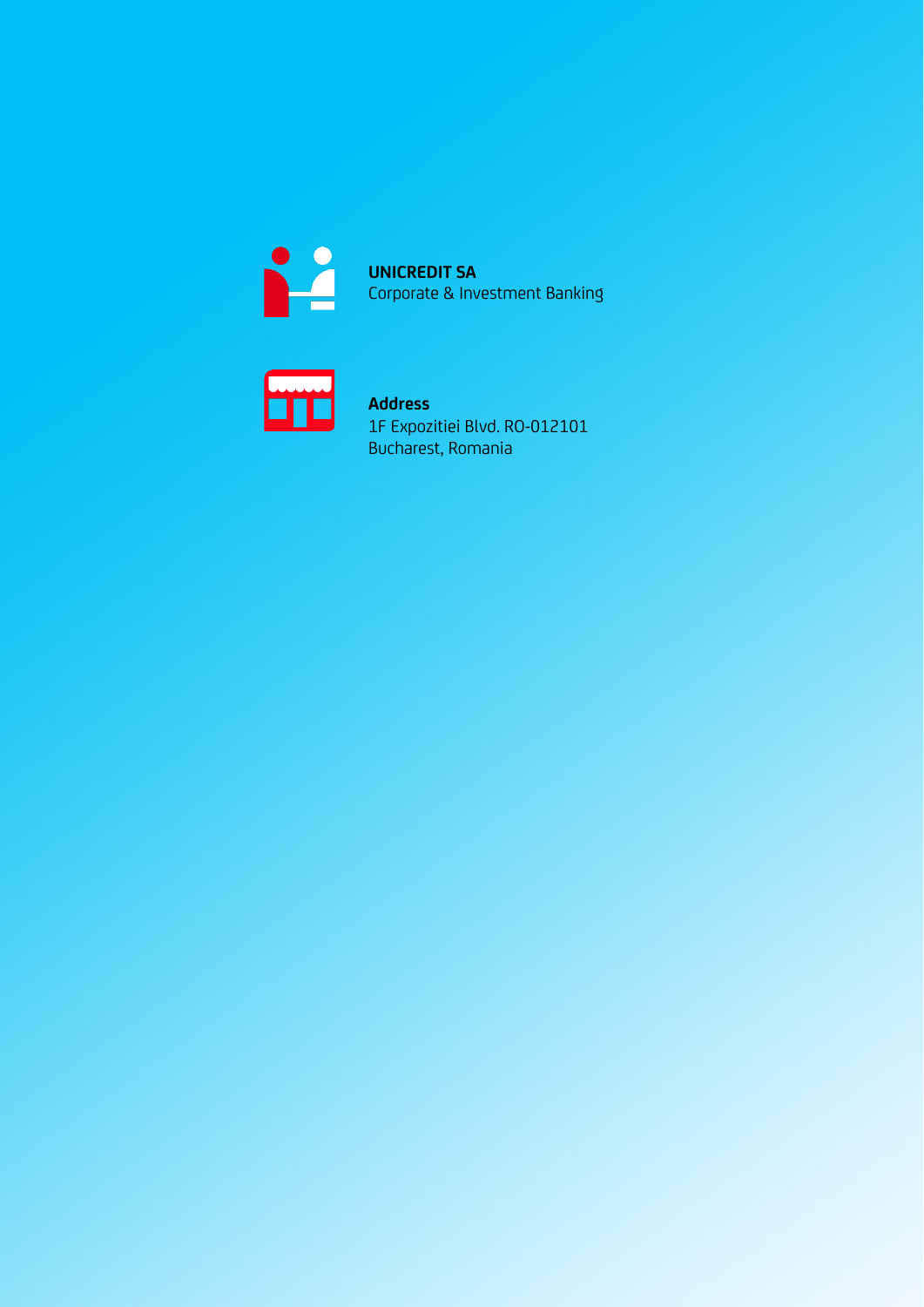**UNICREDIT SA**
Corporate & Investment Banking

**Address**
1F Expozitiei Blvd. RO-012101
Bucharest, Romania